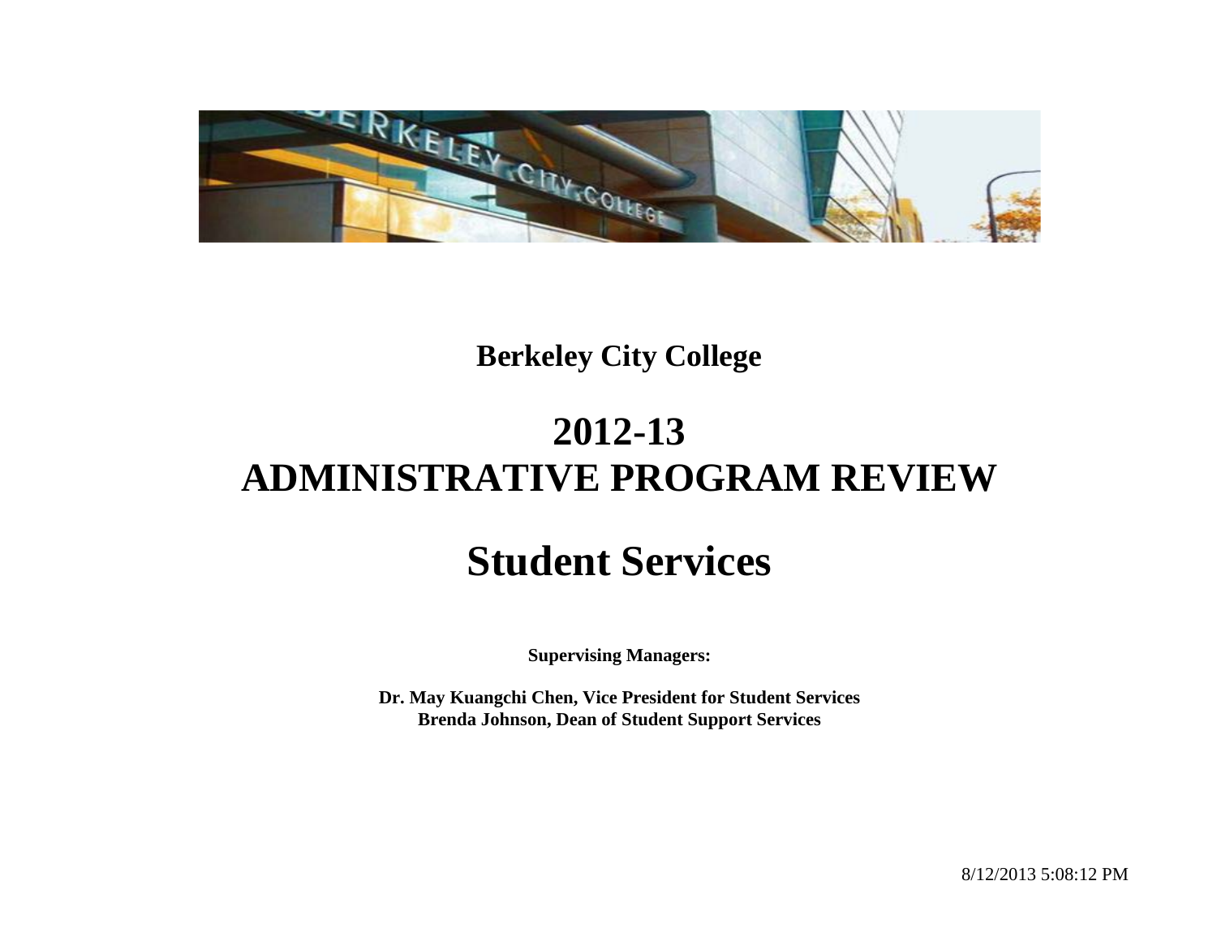**Berkeley City College**

# 2012-13
# ADMINISTRATIVE PROGRAM REVIEW

# Student Services

**Supervising Managers:**

**Dr. May Kuangchi Chen, Vice President for Student Services**
**Brenda Johnson, Dean of Student Support Services**

8/12/2013 5:08:12 PM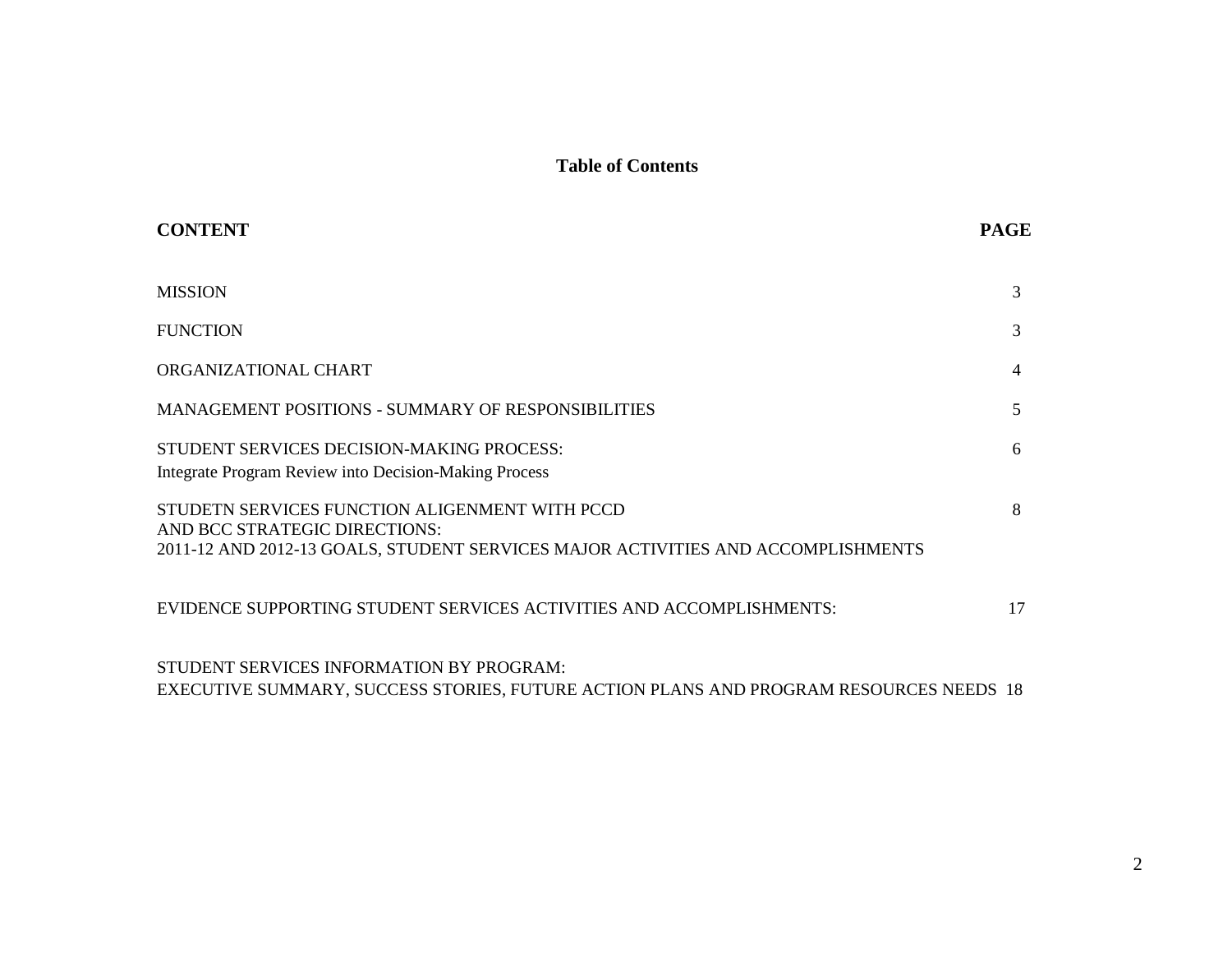# Table of Contents

| CONTENT | PAGE |
|---|---|
| MISSION | 3 |
| FUNCTION | 3 |
| ORGANIZATIONAL CHART | 4 |
| MANAGEMENT POSITIONS - SUMMARY OF RESPONSIBILITIES | 5 |
| STUDENT SERVICES DECISION-MAKING PROCESS: Integrate Program Review into Decision-Making Process | 6 |
| STUDETN SERVICES FUNCTION ALIGENMENT WITH PCCD AND BCC STRATEGIC DIRECTIONS: 2011-12 AND 2012-13 GOALS, STUDENT SERVICES MAJOR ACTIVITIES AND ACCOMPLISHMENTS | 8 |
| EVIDENCE SUPPORTING STUDENT SERVICES ACTIVITIES AND ACCOMPLISHMENTS: | 17 |
| STUDENT SERVICES INFORMATION BY PROGRAM: EXECUTIVE SUMMARY, SUCCESS STORIES, FUTURE ACTION PLANS AND PROGRAM RESOURCES NEEDS | 18 |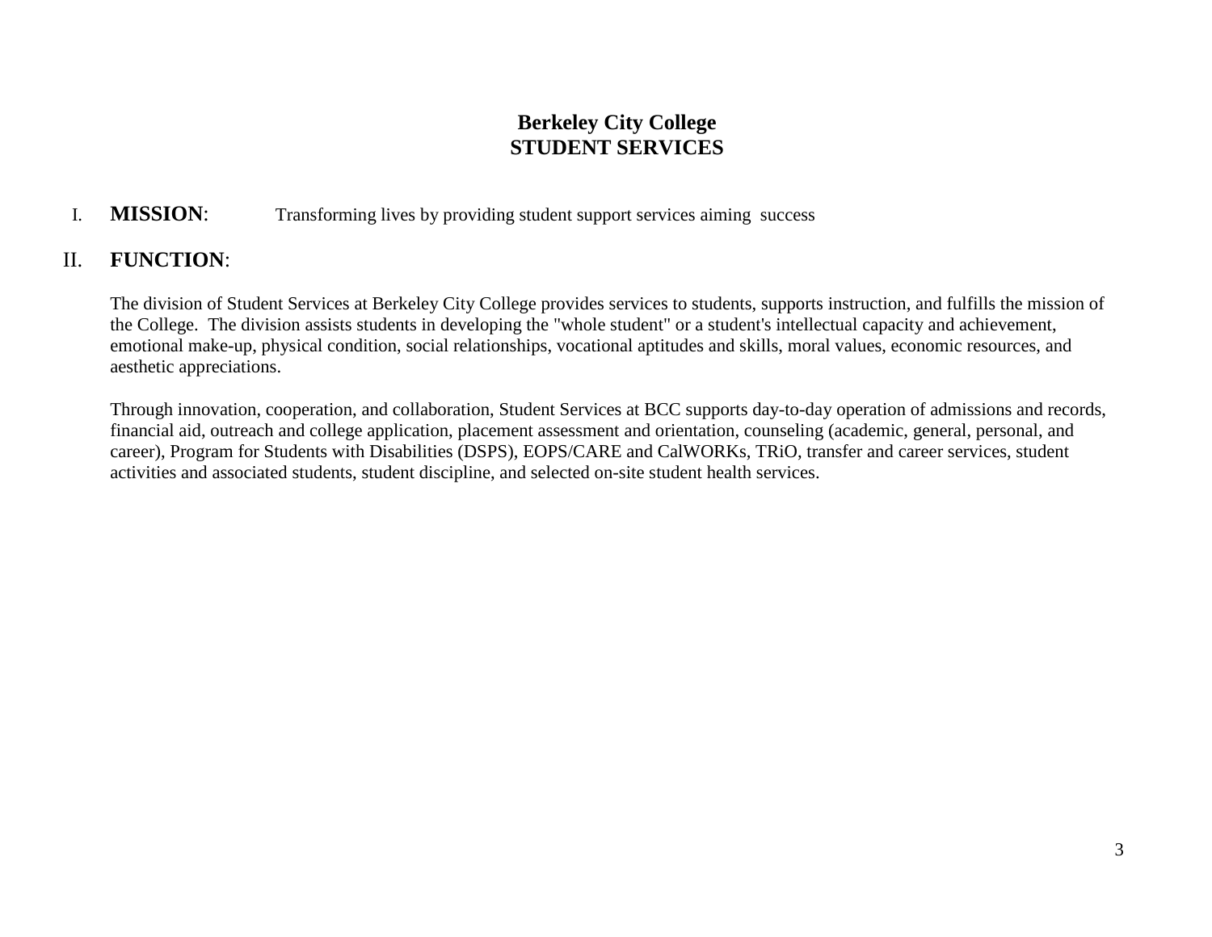# Berkeley City College
# STUDENT SERVICES

## I. **MISSION**: Transforming lives by providing student support services aiming success

## II. **FUNCTION**:

The division of Student Services at Berkeley City College provides services to students, supports instruction, and fulfills the mission of the College. The division assists students in developing the "whole student" or a student's intellectual capacity and achievement, emotional make-up, physical condition, social relationships, vocational aptitudes and skills, moral values, economic resources, and aesthetic appreciations.

Through innovation, cooperation, and collaboration, Student Services at BCC supports day-to-day operation of admissions and records, financial aid, outreach and college application, placement assessment and orientation, counseling (academic, general, personal, and career), Program for Students with Disabilities (DSPS), EOPS/CARE and CalWORKs, TRiO, transfer and career services, student activities and associated students, student discipline, and selected on-site student health services.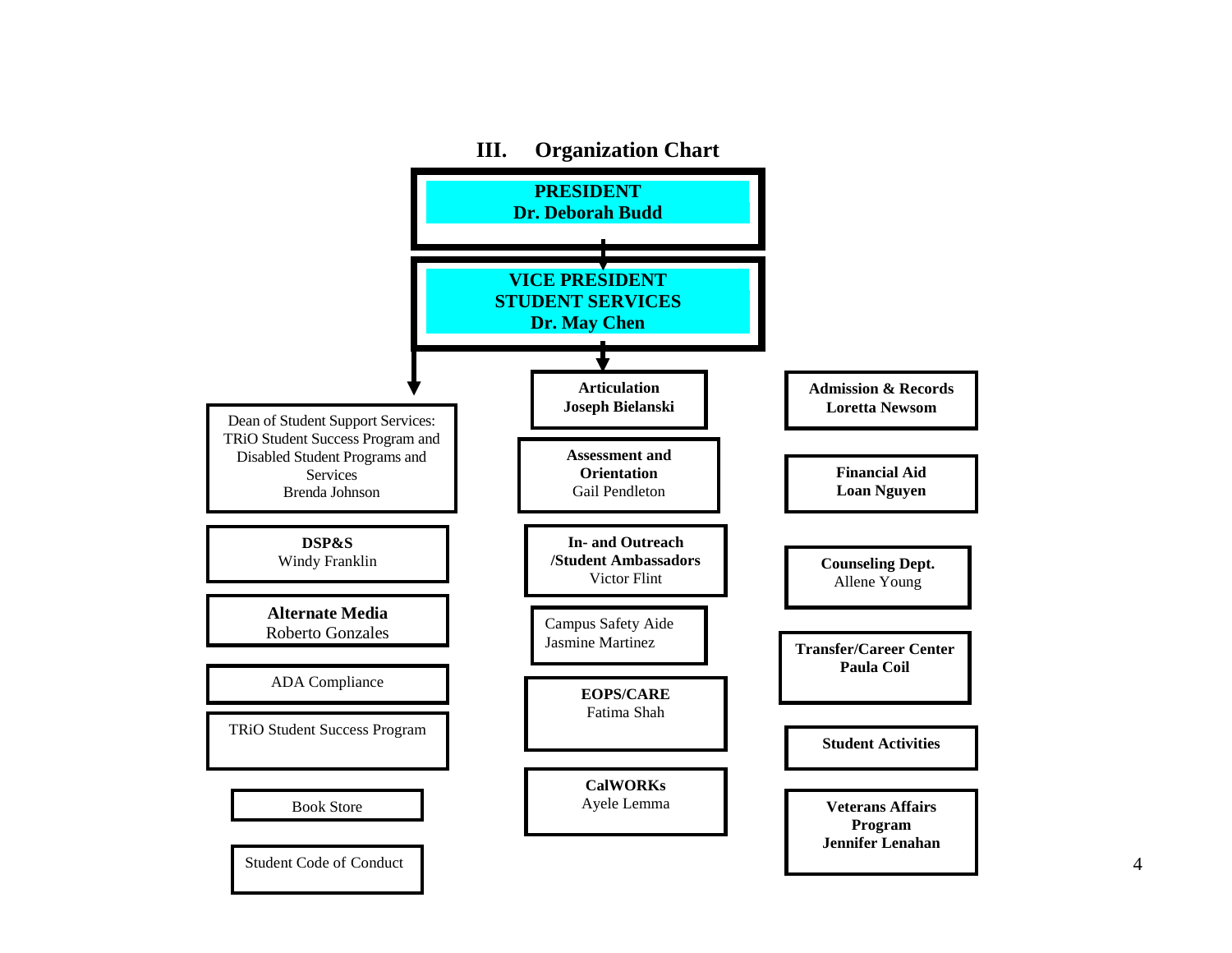## III. Organization Chart

**PRESIDENT**
**Dr. Deborah Budd**

**VICE PRESIDENT**
**STUDENT SERVICES**
**Dr. May Chen**

- Dean of Student Support Services: TRiO Student Success Program and Disabled Student Programs and Services
  Brenda Johnson
- **DSP&S**
  Windy Franklin
- **Alternate Media**
  Roberto Gonzales
- ADA Compliance
- TRiO Student Success Program
- Book Store
- Student Code of Conduct

- **Articulation**
  **Joseph Bielanski**
- **Assessment and Orientation**
  Gail Pendleton
- **In- and Outreach /Student Ambassadors**
  Victor Flint
- Campus Safety Aide
  Jasmine Martinez
- **EOPS/CARE**
  Fatima Shah
- **CalWORKs**
  Ayele Lemma

- **Admission & Records**
  **Loretta Newsom**
- **Financial Aid**
  **Loan Nguyen**
- **Counseling Dept.**
  Allene Young
- **Transfer/Career Center**
  **Paula Coil**
- **Student Activities**
- **Veterans Affairs Program**
  **Jennifer Lenahan**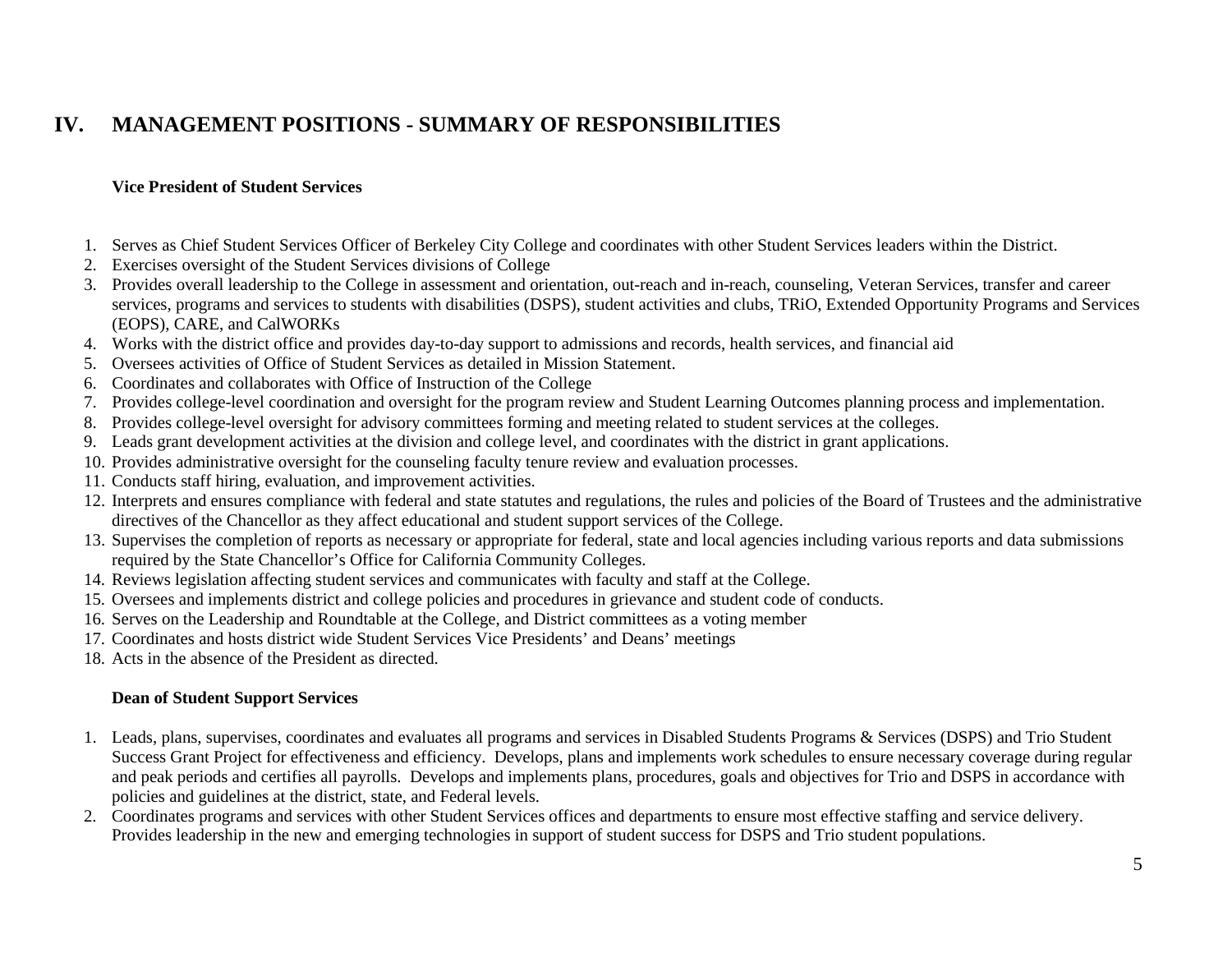# IV. MANAGEMENT POSITIONS - SUMMARY OF RESPONSIBILITIES

**Vice President of Student Services**

1. Serves as Chief Student Services Officer of Berkeley City College and coordinates with other Student Services leaders within the District.
2. Exercises oversight of the Student Services divisions of College
3. Provides overall leadership to the College in assessment and orientation, out-reach and in-reach, counseling, Veteran Services, transfer and career services, programs and services to students with disabilities (DSPS), student activities and clubs, TRiO, Extended Opportunity Programs and Services (EOPS), CARE, and CalWORKs
4. Works with the district office and provides day-to-day support to admissions and records, health services, and financial aid
5. Oversees activities of Office of Student Services as detailed in Mission Statement.
6. Coordinates and collaborates with Office of Instruction of the College
7. Provides college-level coordination and oversight for the program review and Student Learning Outcomes planning process and implementation.
8. Provides college-level oversight for advisory committees forming and meeting related to student services at the colleges.
9. Leads grant development activities at the division and college level, and coordinates with the district in grant applications.
10. Provides administrative oversight for the counseling faculty tenure review and evaluation processes.
11. Conducts staff hiring, evaluation, and improvement activities.
12. Interprets and ensures compliance with federal and state statutes and regulations, the rules and policies of the Board of Trustees and the administrative directives of the Chancellor as they affect educational and student support services of the College.
13. Supervises the completion of reports as necessary or appropriate for federal, state and local agencies including various reports and data submissions required by the State Chancellor's Office for California Community Colleges.
14. Reviews legislation affecting student services and communicates with faculty and staff at the College.
15. Oversees and implements district and college policies and procedures in grievance and student code of conducts.
16. Serves on the Leadership and Roundtable at the College, and District committees as a voting member
17. Coordinates and hosts district wide Student Services Vice Presidents' and Deans' meetings
18. Acts in the absence of the President as directed.

**Dean of Student Support Services**

1. Leads, plans, supervises, coordinates and evaluates all programs and services in Disabled Students Programs & Services (DSPS) and Trio Student Success Grant Project for effectiveness and efficiency. Develops, plans and implements work schedules to ensure necessary coverage during regular and peak periods and certifies all payrolls. Develops and implements plans, procedures, goals and objectives for Trio and DSPS in accordance with policies and guidelines at the district, state, and Federal levels.
2. Coordinates programs and services with other Student Services offices and departments to ensure most effective staffing and service delivery. Provides leadership in the new and emerging technologies in support of student success for DSPS and Trio student populations.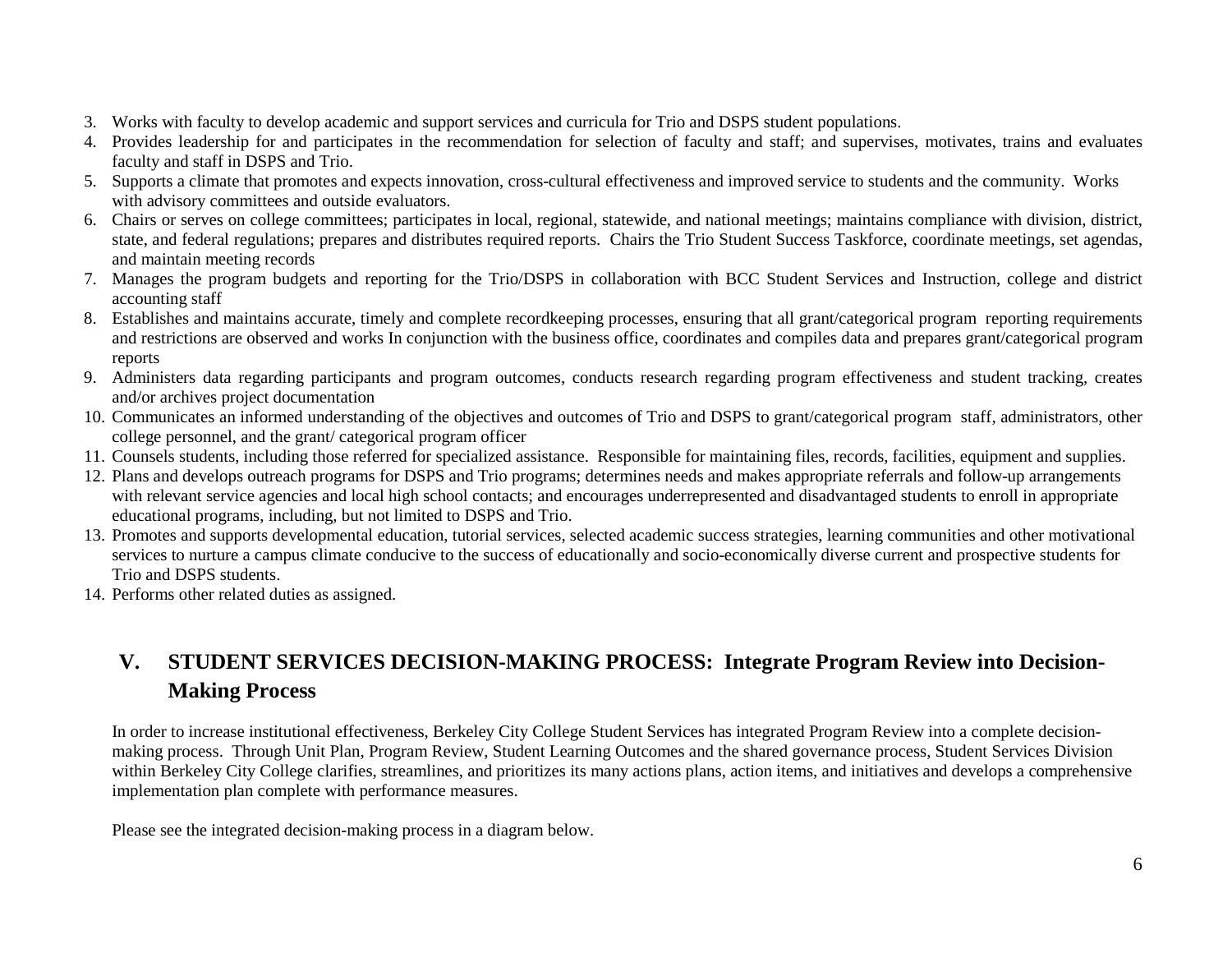3. Works with faculty to develop academic and support services and curricula for Trio and DSPS student populations.
4. Provides leadership for and participates in the recommendation for selection of faculty and staff; and supervises, motivates, trains and evaluates faculty and staff in DSPS and Trio.
5. Supports a climate that promotes and expects innovation, cross-cultural effectiveness and improved service to students and the community. Works with advisory committees and outside evaluators.
6. Chairs or serves on college committees; participates in local, regional, statewide, and national meetings; maintains compliance with division, district, state, and federal regulations; prepares and distributes required reports. Chairs the Trio Student Success Taskforce, coordinate meetings, set agendas, and maintain meeting records
7. Manages the program budgets and reporting for the Trio/DSPS in collaboration with BCC Student Services and Instruction, college and district accounting staff
8. Establishes and maintains accurate, timely and complete recordkeeping processes, ensuring that all grant/categorical program reporting requirements and restrictions are observed and works In conjunction with the business office, coordinates and compiles data and prepares grant/categorical program reports
9. Administers data regarding participants and program outcomes, conducts research regarding program effectiveness and student tracking, creates and/or archives project documentation
10. Communicates an informed understanding of the objectives and outcomes of Trio and DSPS to grant/categorical program staff, administrators, other college personnel, and the grant/ categorical program officer
11. Counsels students, including those referred for specialized assistance. Responsible for maintaining files, records, facilities, equipment and supplies.
12. Plans and develops outreach programs for DSPS and Trio programs; determines needs and makes appropriate referrals and follow-up arrangements with relevant service agencies and local high school contacts; and encourages underrepresented and disadvantaged students to enroll in appropriate educational programs, including, but not limited to DSPS and Trio.
13. Promotes and supports developmental education, tutorial services, selected academic success strategies, learning communities and other motivational services to nurture a campus climate conducive to the success of educationally and socio-economically diverse current and prospective students for Trio and DSPS students.
14. Performs other related duties as assigned.

## V. STUDENT SERVICES DECISION-MAKING PROCESS: Integrate Program Review into Decision-Making Process

In order to increase institutional effectiveness, Berkeley City College Student Services has integrated Program Review into a complete decision-making process. Through Unit Plan, Program Review, Student Learning Outcomes and the shared governance process, Student Services Division within Berkeley City College clarifies, streamlines, and prioritizes its many actions plans, action items, and initiatives and develops a comprehensive implementation plan complete with performance measures.

Please see the integrated decision-making process in a diagram below.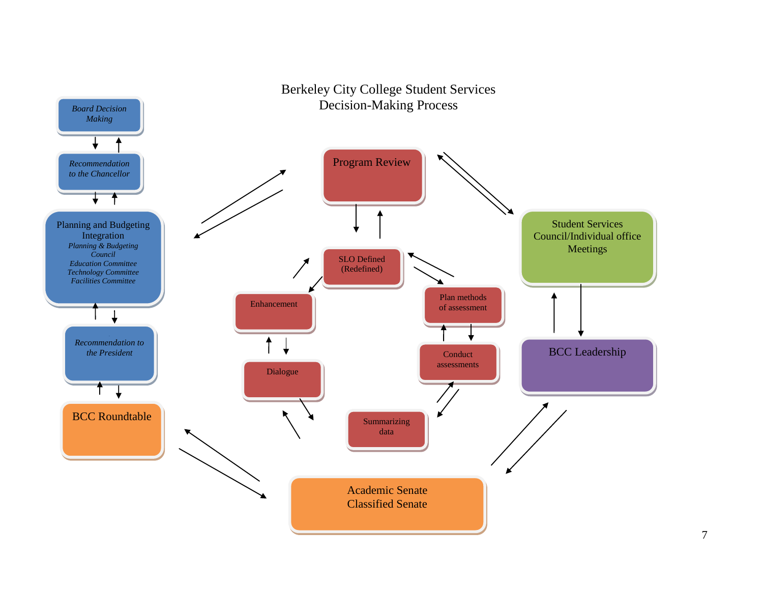# Berkeley City College Student Services Decision-Making Process

*Board Decision Making*

*Recommendation to the Chancellor*

Planning and Budgeting Integration
*Planning & Budgeting Council*
*Education Committee*
*Technology Committee*
*Facilities Committee*

*Recommendation to the President*

BCC Roundtable

Program Review

SLO Defined (Redefined)

Enhancement

Plan methods of assessment

Dialogue

Conduct assessments

Summarizing data

Student Services Council/Individual office Meetings

BCC Leadership

Academic Senate
Classified Senate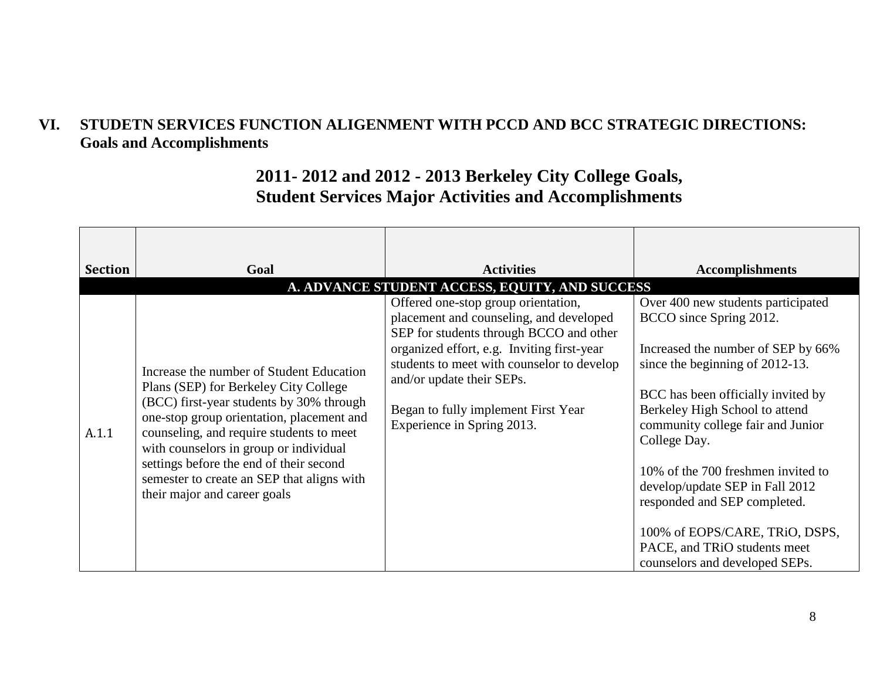## VI. STUDETN SERVICES FUNCTION ALIGENMENT WITH PCCD AND BCC STRATEGIC DIRECTIONS: Goals and Accomplishments

## 2011- 2012 and 2012 - 2013 Berkeley City College Goals, Student Services Major Activities and Accomplishments

| Section | Goal | Activities | Accomplishments |
|---|---|---|---|
| **A. ADVANCE STUDENT ACCESS, EQUITY, AND SUCCESS** | | | |
| A.1.1 | Increase the number of Student Education Plans (SEP) for Berkeley City College (BCC) first-year students by 30% through one-stop group orientation, placement and counseling, and require students to meet with counselors in group or individual settings before the end of their second semester to create an SEP that aligns with their major and career goals | Offered one-stop group orientation, placement and counseling, and developed SEP for students through BCCO and other organized effort, e.g. Inviting first-year students to meet with counselor to develop and/or update their SEPs.<br><br>Began to fully implement First Year Experience in Spring 2013. | Over 400 new students participated BCCO since Spring 2012.<br><br>Increased the number of SEP by 66% since the beginning of 2012-13.<br><br>BCC has been officially invited by Berkeley High School to attend community college fair and Junior College Day.<br><br>10% of the 700 freshmen invited to develop/update SEP in Fall 2012 responded and SEP completed.<br><br>100% of EOPS/CARE, TRiO, DSPS, PACE, and TRiO students meet counselors and developed SEPs. |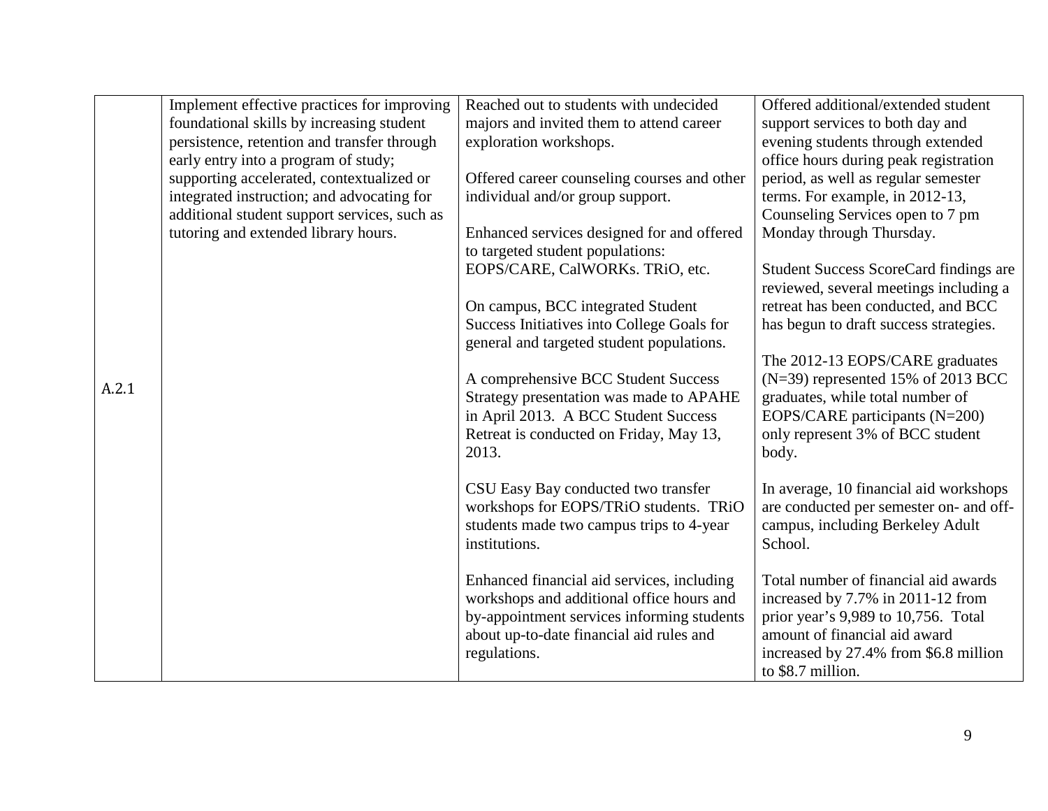| | | | |
|---|---|---|---|
| A.2.1 | Implement effective practices for improving foundational skills by increasing student persistence, retention and transfer through early entry into a program of study; supporting accelerated, contextualized or integrated instruction; and advocating for additional student support services, such as tutoring and extended library hours. | Reached out to students with undecided majors and invited them to attend career exploration workshops.<br><br>Offered career counseling courses and other individual and/or group support.<br><br>Enhanced services designed for and offered to targeted student populations: EOPS/CARE, CalWORKs. TRiO, etc.<br><br>On campus, BCC integrated Student Success Initiatives into College Goals for general and targeted student populations.<br><br>A comprehensive BCC Student Success Strategy presentation was made to APAHE in April 2013. A BCC Student Success Retreat is conducted on Friday, May 13, 2013.<br><br>CSU Easy Bay conducted two transfer workshops for EOPS/TRiO students. TRiO students made two campus trips to 4-year institutions.<br><br>Enhanced financial aid services, including workshops and additional office hours and by-appointment services informing students about up-to-date financial aid rules and regulations. | Offered additional/extended student support services to both day and evening students through extended office hours during peak registration period, as well as regular semester terms. For example, in 2012-13, Counseling Services open to 7 pm Monday through Thursday.<br><br>Student Success ScoreCard findings are reviewed, several meetings including a retreat has been conducted, and BCC has begun to draft success strategies.<br><br>The 2012-13 EOPS/CARE graduates (N=39) represented 15% of 2013 BCC graduates, while total number of EOPS/CARE participants (N=200) only represent 3% of BCC student body.<br><br>In average, 10 financial aid workshops are conducted per semester on- and off-campus, including Berkeley Adult School.<br><br>Total number of financial aid awards increased by 7.7% in 2011-12 from prior year's 9,989 to 10,756. Total amount of financial aid award increased by 27.4% from $6.8 million to $8.7 million. |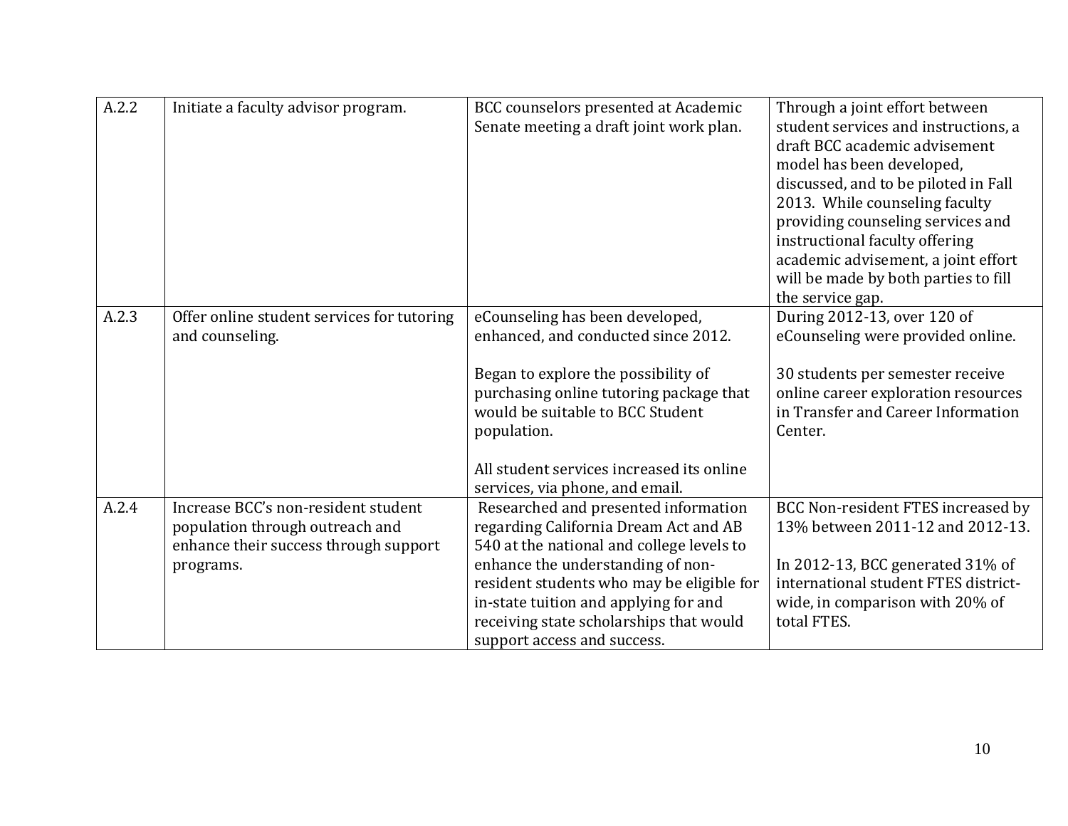| A.2.2 | Initiate a faculty advisor program. | BCC counselors presented at Academic Senate meeting a draft joint work plan. | Through a joint effort between student services and instructions, a draft BCC academic advisement model has been developed, discussed, and to be piloted in Fall 2013. While counseling faculty providing counseling services and instructional faculty offering academic advisement, a joint effort will be made by both parties to fill the service gap. |
|---|---|---|---|
| A.2.3 | Offer online student services for tutoring and counseling. | eCounseling has been developed, enhanced, and conducted since 2012.<br><br>Began to explore the possibility of purchasing online tutoring package that would be suitable to BCC Student population.<br><br>All student services increased its online services, via phone, and email. | During 2012-13, over 120 of eCounseling were provided online.<br><br>30 students per semester receive online career exploration resources in Transfer and Career Information Center. |
| A.2.4 | Increase BCC's non-resident student population through outreach and enhance their success through support programs. | Researched and presented information regarding California Dream Act and AB 540 at the national and college levels to enhance the understanding of non-resident students who may be eligible for in-state tuition and applying for and receiving state scholarships that would support access and success. | BCC Non-resident FTES increased by 13% between 2011-12 and 2012-13.<br><br>In 2012-13, BCC generated 31% of international student FTES district-wide, in comparison with 20% of total FTES. |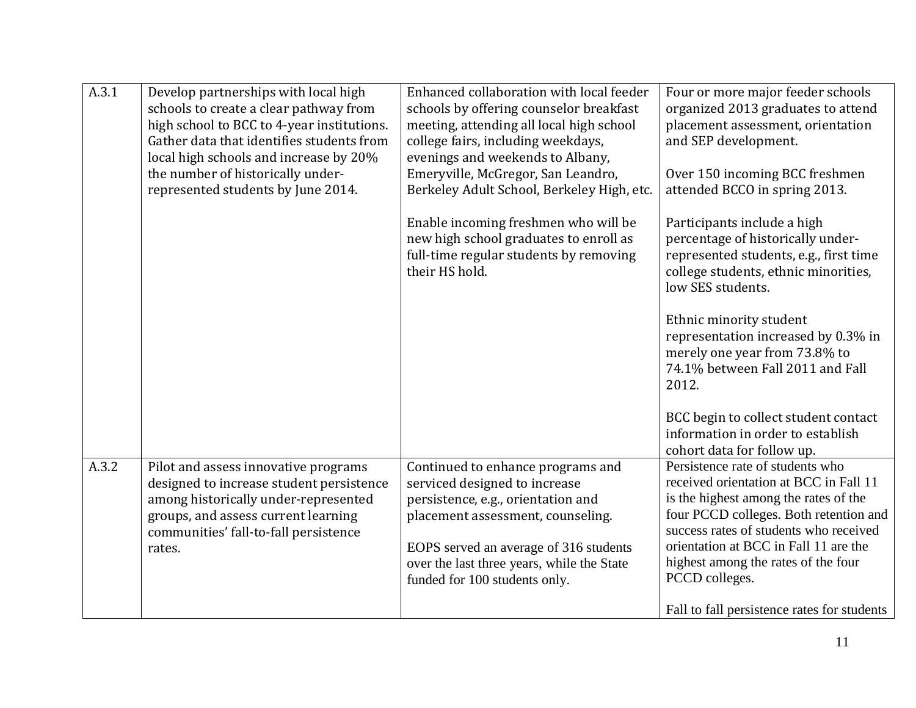| | | | |
|---|---|---|---|
| A.3.1 | Develop partnerships with local high schools to create a clear pathway from high school to BCC to 4-year institutions. Gather data that identifies students from local high schools and increase by 20% the number of historically under-represented students by June 2014. | Enhanced collaboration with local feeder schools by offering counselor breakfast meeting, attending all local high school college fairs, including weekdays, evenings and weekends to Albany, Emeryville, McGregor, San Leandro, Berkeley Adult School, Berkeley High, etc.<br><br>Enable incoming freshmen who will be new high school graduates to enroll as full-time regular students by removing their HS hold. | Four or more major feeder schools organized 2013 graduates to attend placement assessment, orientation and SEP development.<br><br>Over 150 incoming BCC freshmen attended BCCO in spring 2013.<br><br>Participants include a high percentage of historically under-represented students, e.g., first time college students, ethnic minorities, low SES students.<br><br>Ethnic minority student representation increased by 0.3% in merely one year from 73.8% to 74.1% between Fall 2011 and Fall 2012.<br><br>BCC begin to collect student contact information in order to establish cohort data for follow up. |
| A.3.2 | Pilot and assess innovative programs designed to increase student persistence among historically under-represented groups, and assess current learning communities' fall-to-fall persistence rates. | Continued to enhance programs and serviced designed to increase persistence, e.g., orientation and placement assessment, counseling.<br><br>EOPS served an average of 316 students over the last three years, while the State funded for 100 students only. | Persistence rate of students who received orientation at BCC in Fall 11 is the highest among the rates of the four PCCD colleges. Both retention and success rates of students who received orientation at BCC in Fall 11 are the highest among the rates of the four PCCD colleges.<br><br>Fall to fall persistence rates for students |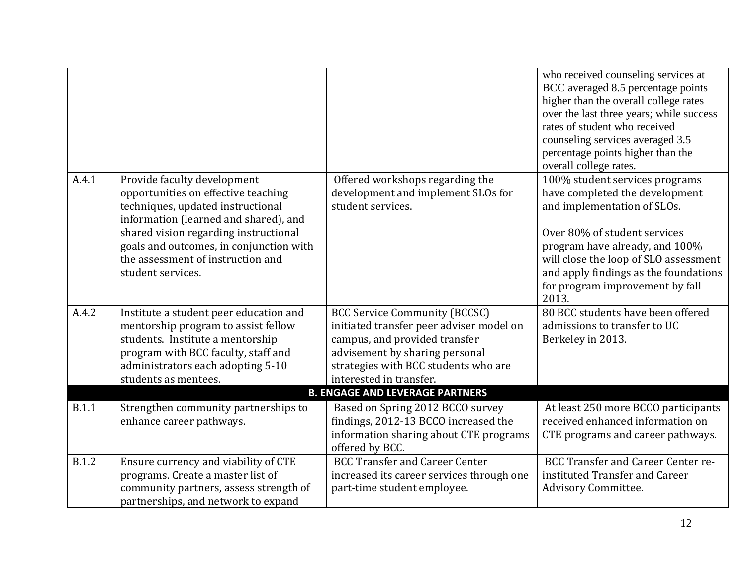| | | | |
|---|---|---|---|
| | | | who received counseling services at BCC averaged 8.5 percentage points higher than the overall college rates over the last three years; while success rates of student who received counseling services averaged 3.5 percentage points higher than the overall college rates. |
| A.4.1 | Provide faculty development opportunities on effective teaching techniques, updated instructional information (learned and shared), and shared vision regarding instructional goals and outcomes, in conjunction with the assessment of instruction and student services. | Offered workshops regarding the development and implement SLOs for student services. | 100% student services programs have completed the development and implementation of SLOs.<br><br>Over 80% of student services program have already, and 100% will close the loop of SLO assessment and apply findings as the foundations for program improvement by fall 2013. |
| A.4.2 | Institute a student peer education and mentorship program to assist fellow students. Institute a mentorship program with BCC faculty, staff and administrators each adopting 5-10 students as mentees. | BCC Service Community (BCCSC) initiated transfer peer adviser model on campus, and provided transfer advisement by sharing personal strategies with BCC students who are interested in transfer. | 80 BCC students have been offered admissions to transfer to UC Berkeley in 2013. |
| | **B. ENGAGE AND LEVERAGE PARTNERS** | | |
| B.1.1 | Strengthen community partnerships to enhance career pathways. | Based on Spring 2012 BCCO survey findings, 2012-13 BCCO increased the information sharing about CTE programs offered by BCC. | At least 250 more BCCO participants received enhanced information on CTE programs and career pathways. |
| B.1.2 | Ensure currency and viability of CTE programs. Create a master list of community partners, assess strength of partnerships, and network to expand | BCC Transfer and Career Center increased its career services through one part-time student employee. | BCC Transfer and Career Center re-instituted Transfer and Career Advisory Committee. |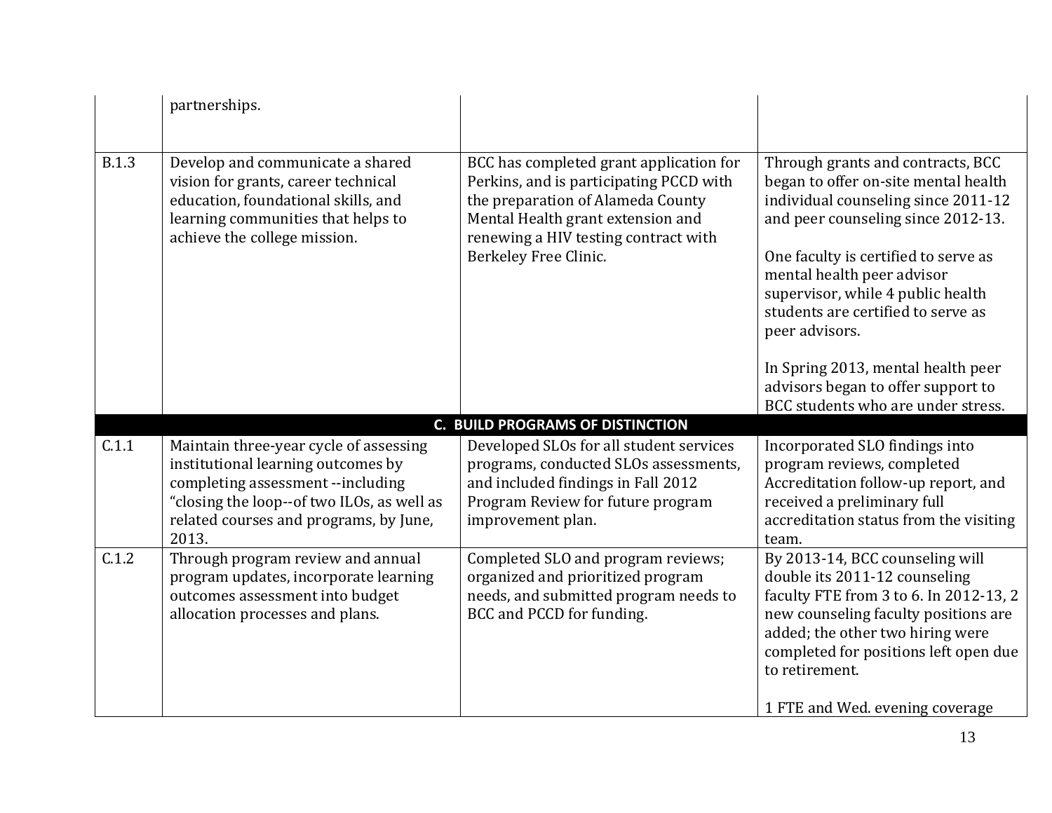| | | | |
|---|---|---|---|
| | partnerships. | | |
| B.1.3 | Develop and communicate a shared vision for grants, career technical education, foundational skills, and learning communities that helps to achieve the college mission. | BCC has completed grant application for Perkins, and is participating PCCD with the preparation of Alameda County Mental Health grant extension and renewing a HIV testing contract with Berkeley Free Clinic. | Through grants and contracts, BCC began to offer on-site mental health individual counseling since 2011-12 and peer counseling since 2012-13.<br><br>One faculty is certified to serve as mental health peer advisor supervisor, while 4 public health students are certified to serve as peer advisors.<br><br>In Spring 2013, mental health peer advisors began to offer support to BCC students who are under stress. |
| | **C. BUILD PROGRAMS OF DISTINCTION** | | |
| C.1.1 | Maintain three-year cycle of assessing institutional learning outcomes by completing assessment --including “closing the loop--of two ILOs, as well as related courses and programs, by June, 2013. | Developed SLOs for all student services programs, conducted SLOs assessments, and included findings in Fall 2012 Program Review for future program improvement plan. | Incorporated SLO findings into program reviews, completed Accreditation follow-up report, and received a preliminary full accreditation status from the visiting team. |
| C.1.2 | Through program review and annual program updates, incorporate learning outcomes assessment into budget allocation processes and plans. | Completed SLO and program reviews; organized and prioritized program needs, and submitted program needs to BCC and PCCD for funding. | By 2013-14, BCC counseling will double its 2011-12 counseling faculty FTE from 3 to 6. In 2012-13, 2 new counseling faculty positions are added; the other two hiring were completed for positions left open due to retirement.<br><br>1 FTE and Wed. evening coverage |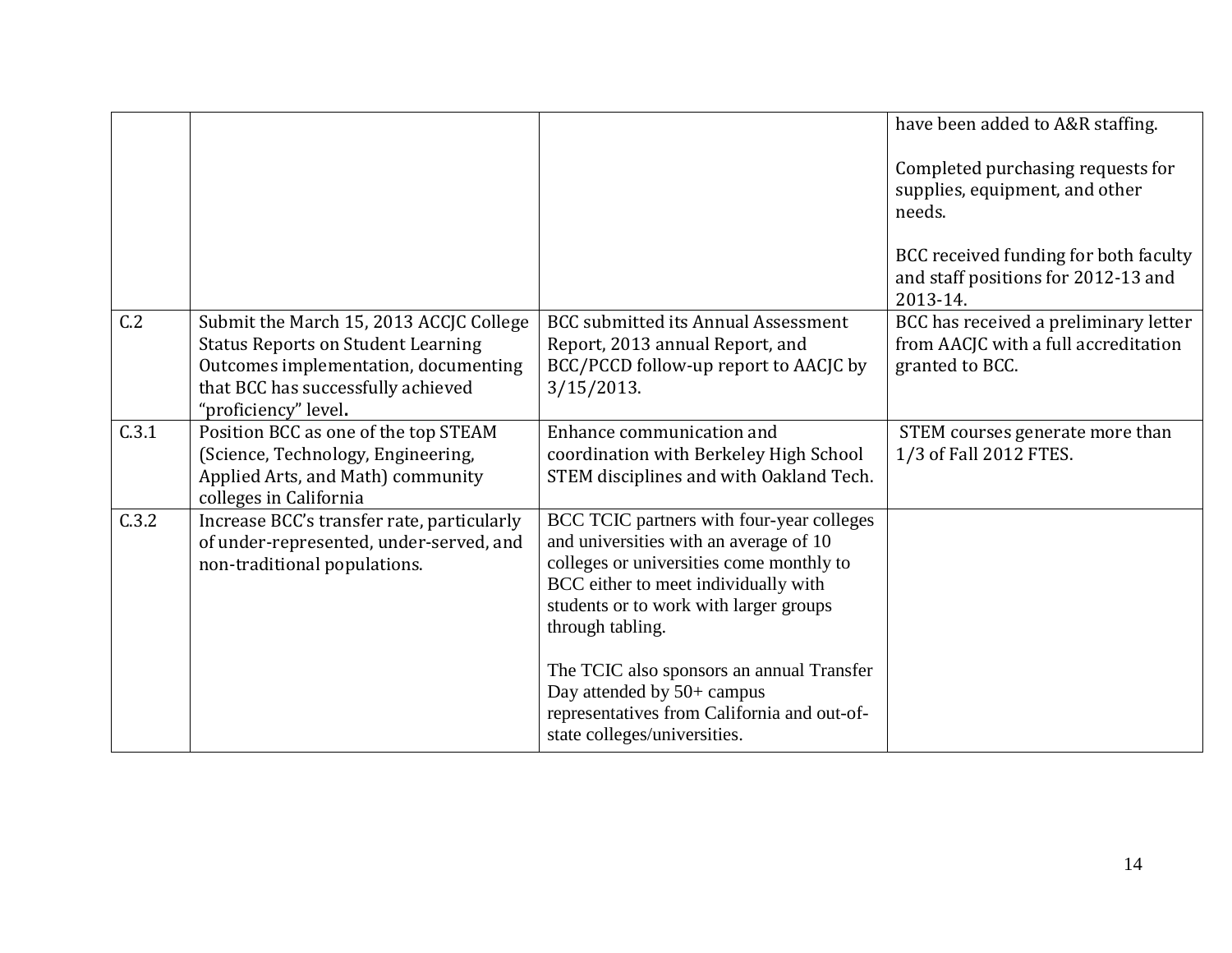| | | | |
|---|---|---|---|
| | | | have been added to A&R staffing.<br><br>Completed purchasing requests for supplies, equipment, and other needs.<br><br>BCC received funding for both faculty and staff positions for 2012-13 and 2013-14. |
| C.2 | Submit the March 15, 2013 ACCJC College Status Reports on Student Learning Outcomes implementation, documenting that BCC has successfully achieved "proficiency" level**.** | BCC submitted its Annual Assessment Report, 2013 annual Report, and BCC/PCCD follow-up report to AACJC by 3/15/2013. | BCC has received a preliminary letter from AACJC with a full accreditation granted to BCC. |
| C.3.1 | Position BCC as one of the top STEAM (Science, Technology, Engineering, Applied Arts, and Math) community colleges in California | Enhance communication and coordination with Berkeley High School STEM disciplines and with Oakland Tech. | STEM courses generate more than 1/3 of Fall 2012 FTES. |
| C.3.2 | Increase BCC's transfer rate, particularly of under-represented, under-served, and non-traditional populations. | BCC TCIC partners with four-year colleges and universities with an average of 10 colleges or universities come monthly to BCC either to meet individually with students or to work with larger groups through tabling.<br><br>The TCIC also sponsors an annual Transfer Day attended by 50+ campus representatives from California and out-of-state colleges/universities. | |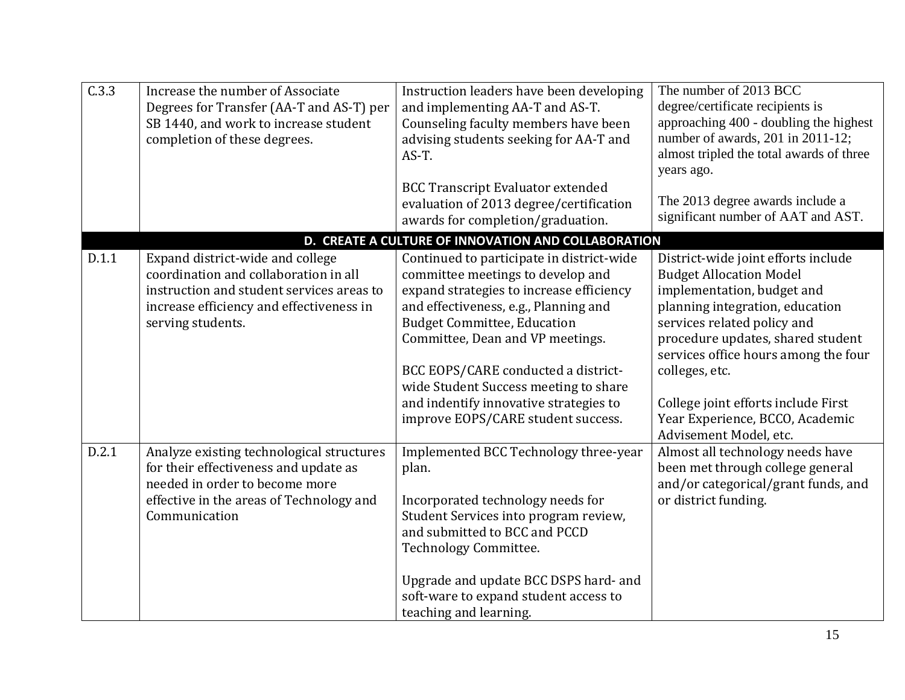| | | | |
|---|---|---|---|
| C.3.3 | Increase the number of Associate Degrees for Transfer (AA-T and AS-T) per SB 1440, and work to increase student completion of these degrees. | Instruction leaders have been developing and implementing AA-T and AS-T. Counseling faculty members have been advising students seeking for AA-T and AS-T.<br><br>BCC Transcript Evaluator extended evaluation of 2013 degree/certification awards for completion/graduation. | The number of 2013 BCC degree/certificate recipients is approaching 400 - doubling the highest number of awards, 201 in 2011-12; almost tripled the total awards of three years ago.<br><br>The 2013 degree awards include a significant number of AAT and AST. |
| **D. CREATE A CULTURE OF INNOVATION AND COLLABORATION** | | | |
| D.1.1 | Expand district-wide and college coordination and collaboration in all instruction and student services areas to increase efficiency and effectiveness in serving students. | Continued to participate in district-wide committee meetings to develop and expand strategies to increase efficiency and effectiveness, e.g., Planning and Budget Committee, Education Committee, Dean and VP meetings.<br><br>BCC EOPS/CARE conducted a district-wide Student Success meeting to share and indentify innovative strategies to improve EOPS/CARE student success. | District-wide joint efforts include Budget Allocation Model implementation, budget and planning integration, education services related policy and procedure updates, shared student services office hours among the four colleges, etc.<br><br>College joint efforts include First Year Experience, BCCO, Academic Advisement Model, etc. |
| D.2.1 | Analyze existing technological structures for their effectiveness and update as needed in order to become more effective in the areas of Technology and Communication | Implemented BCC Technology three-year plan.<br><br>Incorporated technology needs for Student Services into program review, and submitted to BCC and PCCD Technology Committee.<br><br>Upgrade and update BCC DSPS hard- and soft-ware to expand student access to teaching and learning. | Almost all technology needs have been met through college general and/or categorical/grant funds, and or district funding. |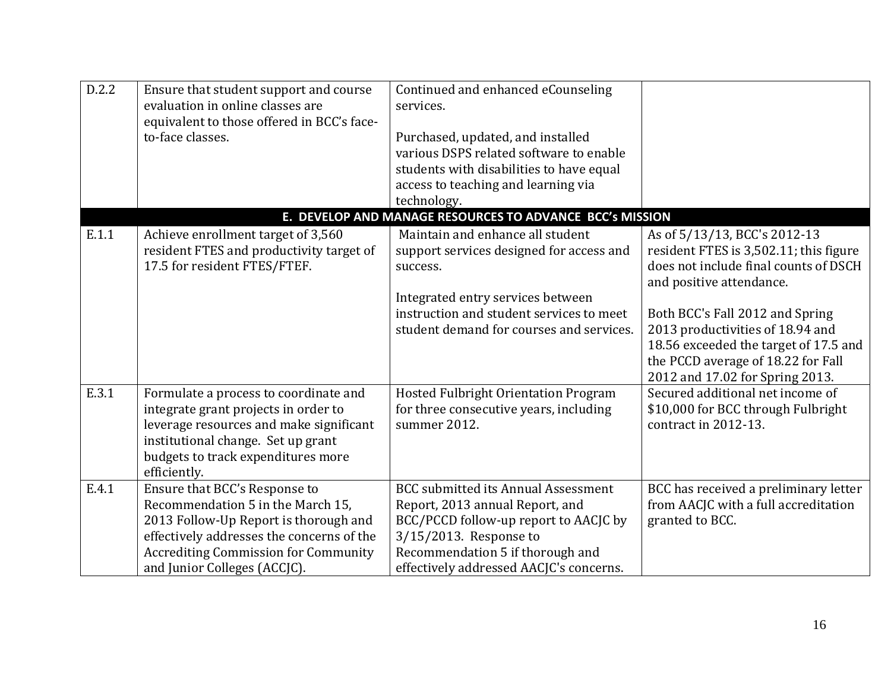| | | | |
|---|---|---|---|
| D.2.2 | Ensure that student support and course evaluation in online classes are equivalent to those offered in BCC's face-to-face classes. | Continued and enhanced eCounseling services.<br><br>Purchased, updated, and installed various DSPS related software to enable students with disabilities to have equal access to teaching and learning via technology. | |
| **E. DEVELOP AND MANAGE RESOURCES TO ADVANCE BCC's MISSION** | | | |
| E.1.1 | Achieve enrollment target of 3,560 resident FTES and productivity target of 17.5 for resident FTES/FTEF. | Maintain and enhance all student support services designed for access and success.<br><br>Integrated entry services between instruction and student services to meet student demand for courses and services. | As of 5/13/13, BCC's 2012-13 resident FTES is 3,502.11; this figure does not include final counts of DSCH and positive attendance.<br><br>Both BCC's Fall 2012 and Spring 2013 productivities of 18.94 and 18.56 exceeded the target of 17.5 and the PCCD average of 18.22 for Fall 2012 and 17.02 for Spring 2013. |
| E.3.1 | Formulate a process to coordinate and integrate grant projects in order to leverage resources and make significant institutional change. Set up grant budgets to track expenditures more efficiently. | Hosted Fulbright Orientation Program for three consecutive years, including summer 2012. | Secured additional net income of $10,000 for BCC through Fulbright contract in 2012-13. |
| E.4.1 | Ensure that BCC's Response to Recommendation 5 in the March 15, 2013 Follow-Up Report is thorough and effectively addresses the concerns of the Accrediting Commission for Community and Junior Colleges (ACCJC). | BCC submitted its Annual Assessment Report, 2013 annual Report, and BCC/PCCD follow-up report to AACJC by 3/15/2013. Response to Recommendation 5 if thorough and effectively addressed AACJC's concerns. | BCC has received a preliminary letter from AACJC with a full accreditation granted to BCC. |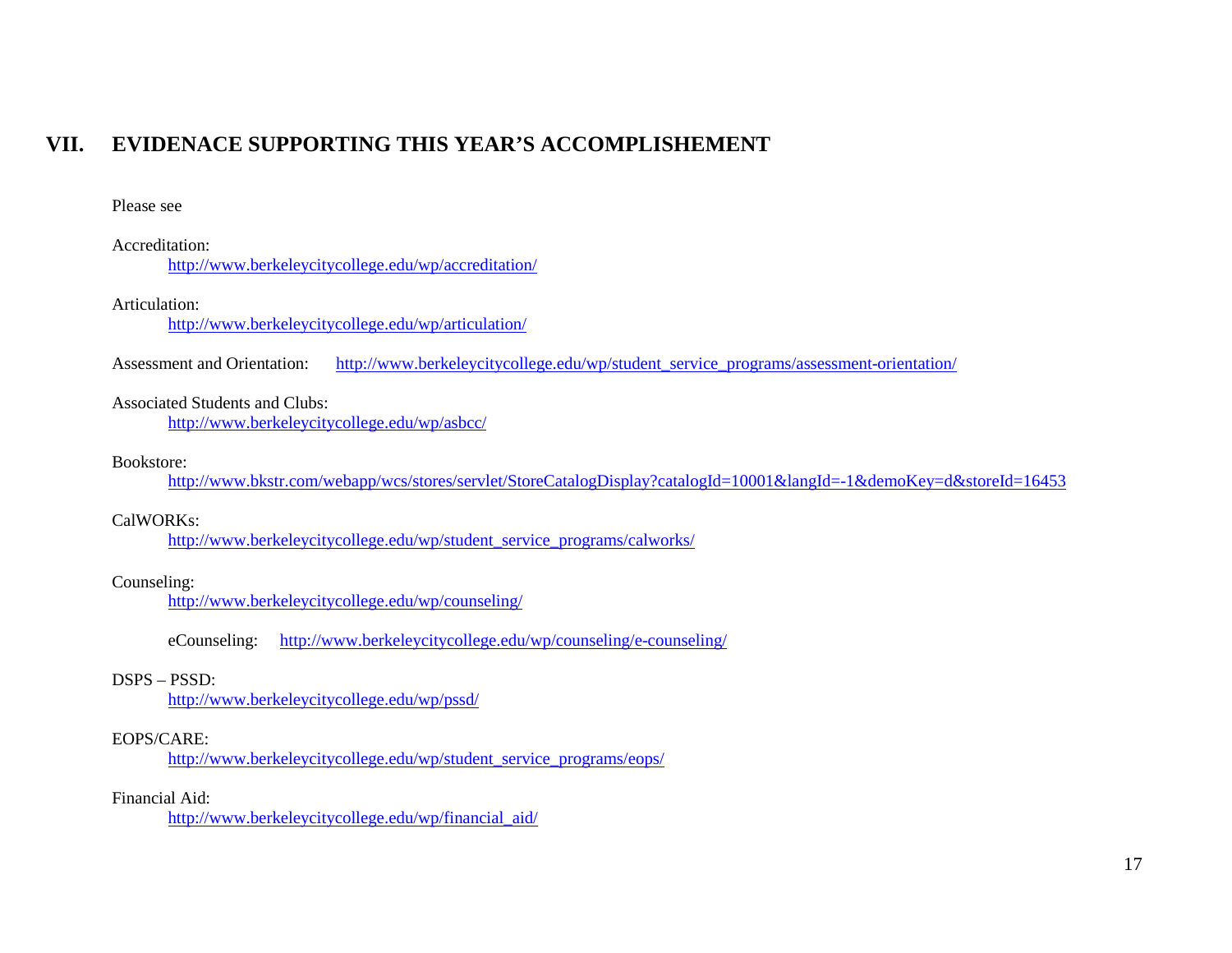## VII. EVIDENACE SUPPORTING THIS YEAR'S ACCOMPLISHEMENT

Please see

Accreditation:
http://www.berkeleycitycollege.edu/wp/accreditation/

Articulation:
http://www.berkeleycitycollege.edu/wp/articulation/

Assessment and Orientation: http://www.berkeleycitycollege.edu/wp/student_service_programs/assessment-orientation/

Associated Students and Clubs:
http://www.berkeleycitycollege.edu/wp/asbcc/

Bookstore:
http://www.bkstr.com/webapp/wcs/stores/servlet/StoreCatalogDisplay?catalogId=10001&langId=-1&demoKey=d&storeId=16453

CalWORKs:
http://www.berkeleycitycollege.edu/wp/student_service_programs/calworks/

Counseling:
http://www.berkeleycitycollege.edu/wp/counseling/

eCounseling: http://www.berkeleycitycollege.edu/wp/counseling/e-counseling/

DSPS – PSSD:
http://www.berkeleycitycollege.edu/wp/pssd/

EOPS/CARE:
http://www.berkeleycitycollege.edu/wp/student_service_programs/eops/

Financial Aid:
http://www.berkeleycitycollege.edu/wp/financial_aid/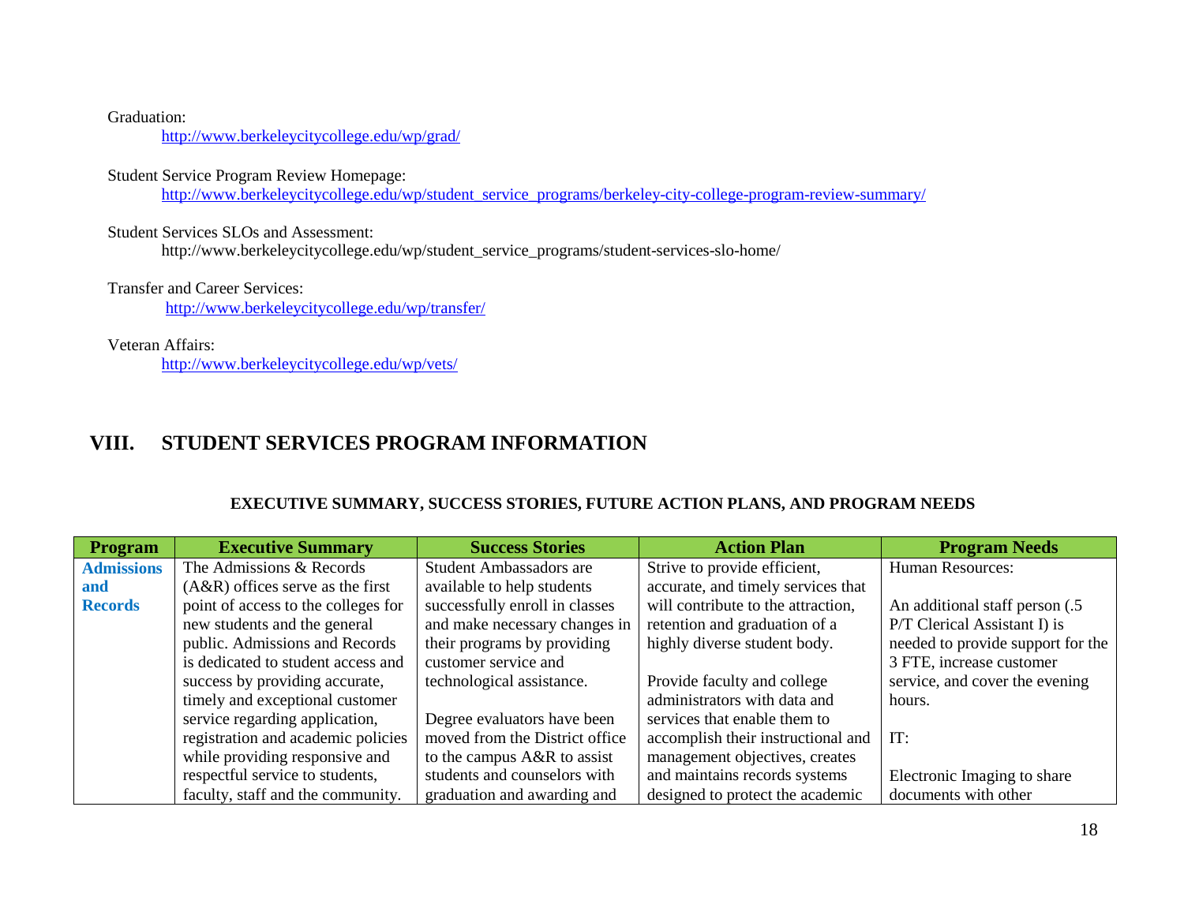Graduation:
http://www.berkeleycitycollege.edu/wp/grad/

Student Service Program Review Homepage:
http://www.berkeleycitycollege.edu/wp/student_service_programs/berkeley-city-college-program-review-summary/

Student Services SLOs and Assessment:
http://www.berkeleycitycollege.edu/wp/student_service_programs/student-services-slo-home/

Transfer and Career Services:
http://www.berkeleycitycollege.edu/wp/transfer/

Veteran Affairs:
http://www.berkeleycitycollege.edu/wp/vets/

# VIII. STUDENT SERVICES PROGRAM INFORMATION

### EXECUTIVE SUMMARY, SUCCESS STORIES, FUTURE ACTION PLANS, AND PROGRAM NEEDS

| Program | Executive Summary | Success Stories | Action Plan | Program Needs |
|---|---|---|---|---|
| **Admissions and Records** | The Admissions & Records (A&R) offices serve as the first point of access to the colleges for new students and the general public. Admissions and Records is dedicated to student access and success by providing accurate, timely and exceptional customer service regarding application, registration and academic policies while providing responsive and respectful service to students, faculty, staff and the community. | Student Ambassadors are available to help students successfully enroll in classes and make necessary changes in their programs by providing customer service and technological assistance.<br><br>Degree evaluators have been moved from the District office to the campus A&R to assist students and counselors with graduation and awarding and | Strive to provide efficient, accurate, and timely services that will contribute to the attraction, retention and graduation of a highly diverse student body.<br><br>Provide faculty and college administrators with data and services that enable them to accomplish their instructional and management objectives, creates and maintains records systems designed to protect the academic | Human Resources:<br><br>An additional staff person (.5 P/T Clerical Assistant I) is needed to provide support for the 3 FTE, increase customer service, and cover the evening hours.<br><br>IT:<br><br>Electronic Imaging to share documents with other |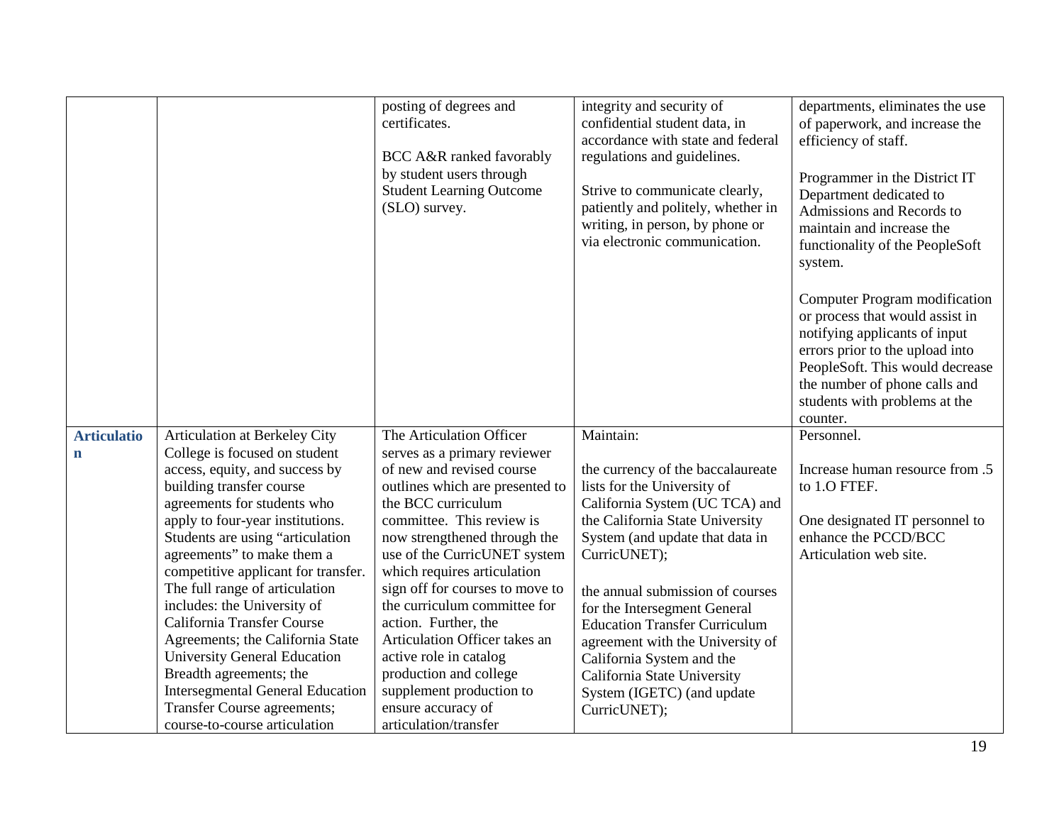| | | | | |
|---|---|---|---|---|
| | | posting of degrees and certificates.<br><br>BCC A&R ranked favorably by student users through Student Learning Outcome (SLO) survey. | integrity and security of confidential student data, in accordance with state and federal regulations and guidelines.<br><br>Strive to communicate clearly, patiently and politely, whether in writing, in person, by phone or via electronic communication. | departments, eliminates the use of paperwork, and increase the efficiency of staff.<br><br>Programmer in the District IT Department dedicated to Admissions and Records to maintain and increase the functionality of the PeopleSoft system.<br><br>Computer Program modification or process that would assist in notifying applicants of input errors prior to the upload into PeopleSoft. This would decrease the number of phone calls and students with problems at the counter. |
| **Articulation** | Articulation at Berkeley City College is focused on student access, equity, and success by building transfer course agreements for students who apply to four-year institutions. Students are using "articulation agreements" to make them a competitive applicant for transfer. The full range of articulation includes: the University of California Transfer Course Agreements; the California State University General Education Breadth agreements; the Intersegmental General Education Transfer Course agreements; course-to-course articulation | The Articulation Officer serves as a primary reviewer of new and revised course outlines which are presented to the BCC curriculum committee. This review is now strengthened through the use of the CurricUNET system which requires articulation sign off for courses to move to the curriculum committee for action. Further, the Articulation Officer takes an active role in catalog production and college supplement production to ensure accuracy of articulation/transfer | Maintain:<br><br>the currency of the baccalaureate lists for the University of California System (UC TCA) and the California State University System (and update that data in CurricUNET);<br><br>the annual submission of courses for the Intersegment General Education Transfer Curriculum agreement with the University of California System and the California State University System (IGETC) (and update CurricUNET); | Personnel.<br><br>Increase human resource from .5 to 1.O FTEF.<br><br>One designated IT personnel to enhance the PCCD/BCC Articulation web site. |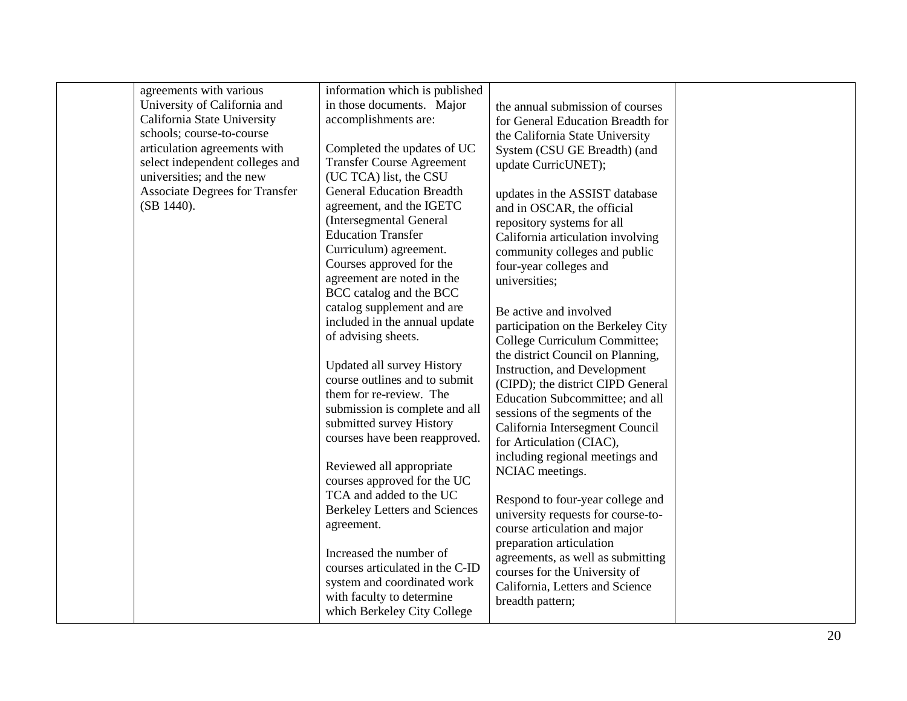| | | | | |
|---|---|---|---|---|
| | agreements with various University of California and California State University schools; course-to-course articulation agreements with select independent colleges and universities; and the new Associate Degrees for Transfer (SB 1440). | information which is published in those documents. Major accomplishments are:<br><br>Completed the updates of UC Transfer Course Agreement (UC TCA) list, the CSU General Education Breadth agreement, and the IGETC (Intersegmental General Education Transfer Curriculum) agreement. Courses approved for the agreement are noted in the BCC catalog and the BCC catalog supplement and are included in the annual update of advising sheets.<br><br>Updated all survey History course outlines and to submit them for re-review. The submission is complete and all submitted survey History courses have been reapproved.<br><br>Reviewed all appropriate courses approved for the UC TCA and added to the UC Berkeley Letters and Sciences agreement.<br><br>Increased the number of courses articulated in the C-ID system and coordinated work with faculty to determine which Berkeley City College | the annual submission of courses for General Education Breadth for the California State University System (CSU GE Breadth) (and update CurricUNET);<br><br>updates in the ASSIST database and in OSCAR, the official repository systems for all California articulation involving community colleges and public four-year colleges and universities;<br><br>Be active and involved participation on the Berkeley City College Curriculum Committee; the district Council on Planning, Instruction, and Development (CIPD); the district CIPD General Education Subcommittee; and all sessions of the segments of the California Intersegment Council for Articulation (CIAC), including regional meetings and NCIAC meetings.<br><br>Respond to four-year college and university requests for course-to-course articulation and major preparation articulation agreements, as well as submitting courses for the University of California, Letters and Science breadth pattern; | |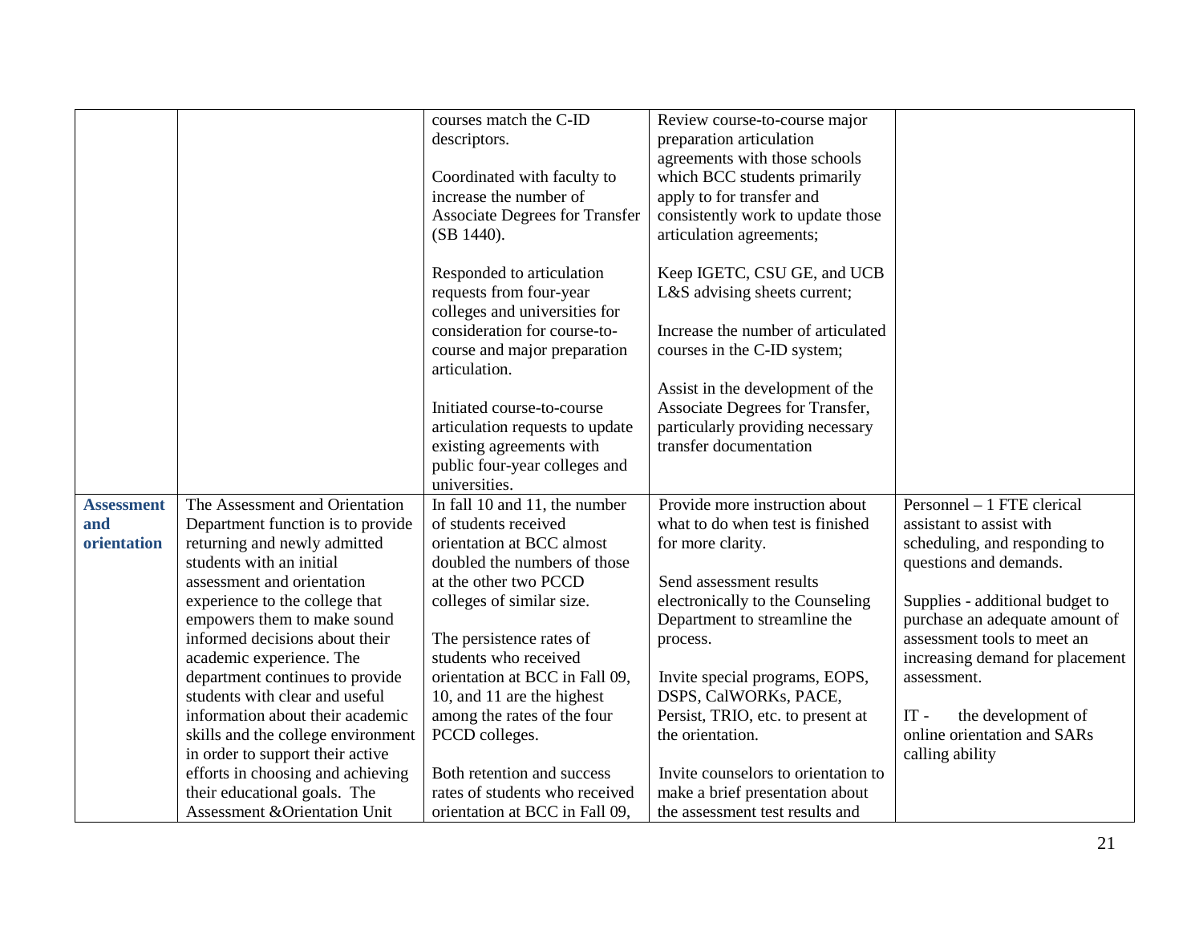| | | | | |
|---|---|---|---|---|
| | | courses match the C-ID descriptors.<br><br>Coordinated with faculty to increase the number of Associate Degrees for Transfer (SB 1440).<br><br>Responded to articulation requests from four-year colleges and universities for consideration for course-to-course and major preparation articulation.<br><br>Initiated course-to-course articulation requests to update existing agreements with public four-year colleges and universities. | Review course-to-course major preparation articulation agreements with those schools which BCC students primarily apply to for transfer and consistently work to update those articulation agreements;<br><br>Keep IGETC, CSU GE, and UCB L&S advising sheets current;<br><br>Increase the number of articulated courses in the C-ID system;<br><br>Assist in the development of the Associate Degrees for Transfer, particularly providing necessary transfer documentation | |
| **Assessment and orientation** | The Assessment and Orientation Department function is to provide returning and newly admitted students with an initial assessment and orientation experience to the college that empowers them to make sound informed decisions about their academic experience. The department continues to provide students with clear and useful information about their academic skills and the college environment in order to support their active efforts in choosing and achieving their educational goals. The Assessment &Orientation Unit | In fall 10 and 11, the number of students received orientation at BCC almost doubled the numbers of those at the other two PCCD colleges of similar size.<br><br>The persistence rates of students who received orientation at BCC in Fall 09, 10, and 11 are the highest among the rates of the four PCCD colleges.<br><br>Both retention and success rates of students who received orientation at BCC in Fall 09, | Provide more instruction about what to do when test is finished for more clarity.<br><br>Send assessment results electronically to the Counseling Department to streamline the process.<br><br>Invite special programs, EOPS, DSPS, CalWORKs, PACE, Persist, TRIO, etc. to present at the orientation.<br><br>Invite counselors to orientation to make a brief presentation about the assessment test results and | Personnel – 1 FTE clerical assistant to assist with scheduling, and responding to questions and demands.<br><br>Supplies - additional budget to purchase an adequate amount of assessment tools to meet an increasing demand for placement assessment.<br><br>IT - the development of online orientation and SARs calling ability |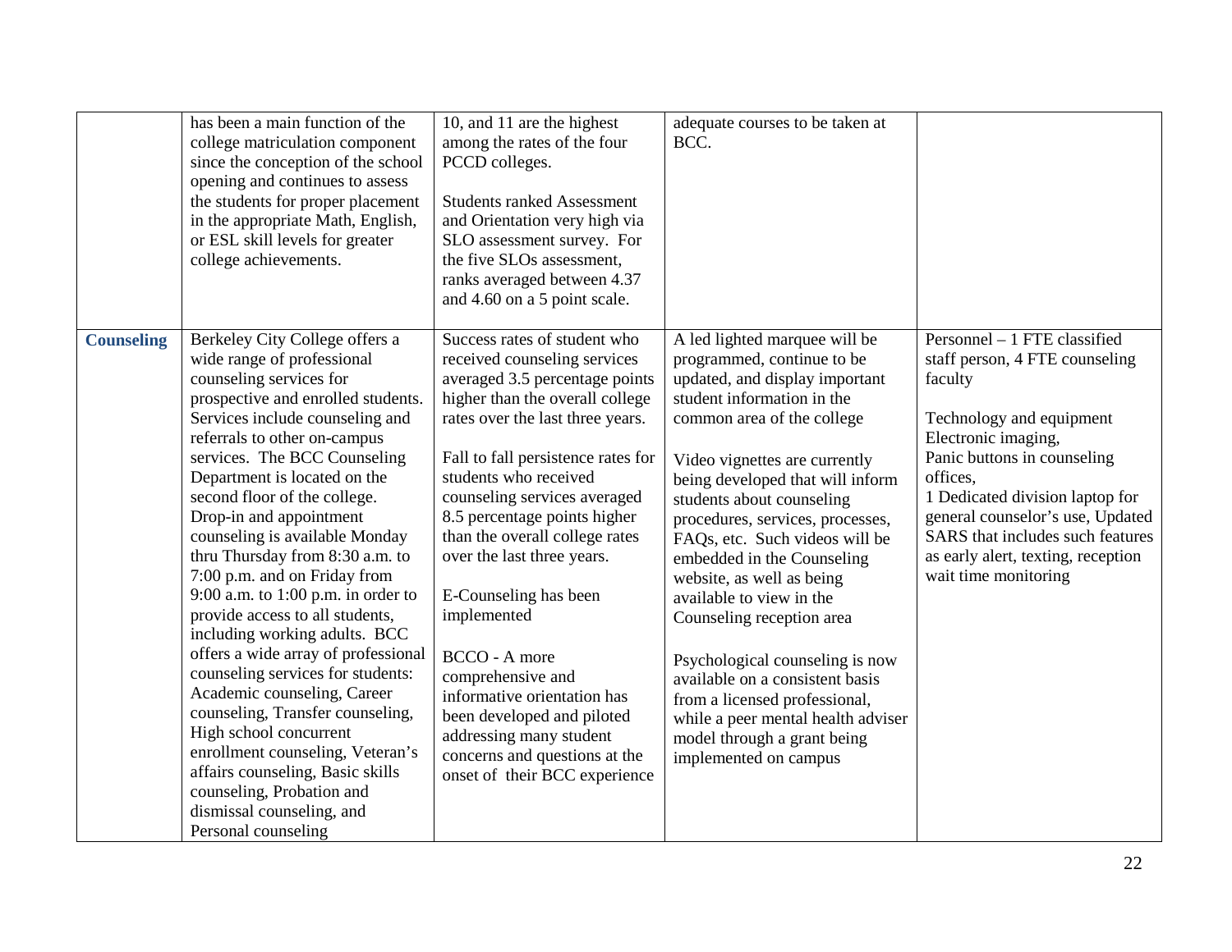| | | | | |
|---|---|---|---|---|
| | has been a main function of the college matriculation component since the conception of the school opening and continues to assess the students for proper placement in the appropriate Math, English, or ESL skill levels for greater college achievements. | 10, and 11 are the highest among the rates of the four PCCD colleges.<br><br>Students ranked Assessment and Orientation very high via SLO assessment survey. For the five SLOs assessment, ranks averaged between 4.37 and 4.60 on a 5 point scale. | adequate courses to be taken at BCC. | |
| **Counseling** | Berkeley City College offers a wide range of professional counseling services for prospective and enrolled students. Services include counseling and referrals to other on-campus services. The BCC Counseling Department is located on the second floor of the college. Drop-in and appointment counseling is available Monday thru Thursday from 8:30 a.m. to 7:00 p.m. and on Friday from 9:00 a.m. to 1:00 p.m. in order to provide access to all students, including working adults. BCC offers a wide array of professional counseling services for students: Academic counseling, Career counseling, Transfer counseling, High school concurrent enrollment counseling, Veteran's affairs counseling, Basic skills counseling, Probation and dismissal counseling, and Personal counseling | Success rates of student who received counseling services averaged 3.5 percentage points higher than the overall college rates over the last three years.<br><br>Fall to fall persistence rates for students who received counseling services averaged 8.5 percentage points higher than the overall college rates over the last three years.<br><br>E-Counseling has been implemented<br><br>BCCO - A more comprehensive and informative orientation has been developed and piloted addressing many student concerns and questions at the onset of their BCC experience | A led lighted marquee will be programmed, continue to be updated, and display important student information in the common area of the college<br><br>Video vignettes are currently being developed that will inform students about counseling procedures, services, processes, FAQs, etc. Such videos will be embedded in the Counseling website, as well as being available to view in the Counseling reception area<br><br>Psychological counseling is now available on a consistent basis from a licensed professional, while a peer mental health adviser model through a grant being implemented on campus | Personnel – 1 FTE classified staff person, 4 FTE counseling faculty<br><br>Technology and equipment Electronic imaging, Panic buttons in counseling offices, 1 Dedicated division laptop for general counselor's use, Updated SARS that includes such features as early alert, texting, reception wait time monitoring |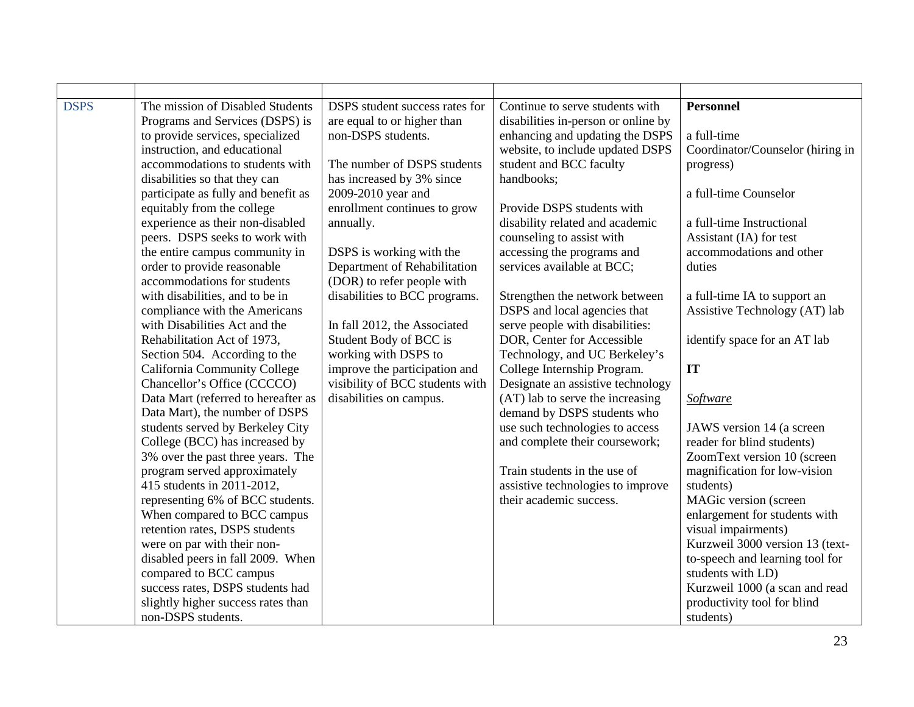| | | | | |
|---|---|---|---|---|
| DSPS | The mission of Disabled Students Programs and Services (DSPS) is to provide services, specialized instruction, and educational accommodations to students with disabilities so that they can participate as fully and benefit as equitably from the college experience as their non-disabled peers. DSPS seeks to work with the entire campus community in order to provide reasonable accommodations for students with disabilities, and to be in compliance with the Americans with Disabilities Act and the Rehabilitation Act of 1973, Section 504. According to the California Community College Chancellor's Office (CCCCO) Data Mart (referred to hereafter as Data Mart), the number of DSPS students served by Berkeley City College (BCC) has increased by 3% over the past three years. The program served approximately 415 students in 2011-2012, representing 6% of BCC students. When compared to BCC campus retention rates, DSPS students were on par with their non-disabled peers in fall 2009. When compared to BCC campus success rates, DSPS students had slightly higher success rates than non-DSPS students. | DSPS student success rates for are equal to or higher than non-DSPS students.<br><br>The number of DSPS students has increased by 3% since 2009-2010 year and enrollment continues to grow annually.<br><br>DSPS is working with the Department of Rehabilitation (DOR) to refer people with disabilities to BCC programs.<br><br>In fall 2012, the Associated Student Body of BCC is working with DSPS to improve the participation and visibility of BCC students with disabilities on campus. | Continue to serve students with disabilities in-person or online by enhancing and updating the DSPS website, to include updated DSPS student and BCC faculty handbooks;<br><br>Provide DSPS students with disability related and academic counseling to assist with accessing the programs and services available at BCC;<br><br>Strengthen the network between DSPS and local agencies that serve people with disabilities: DOR, Center for Accessible Technology, and UC Berkeley's College Internship Program. Designate an assistive technology (AT) lab to serve the increasing demand by DSPS students who use such technologies to access and complete their coursework;<br><br>Train students in the use of assistive technologies to improve their academic success. | **Personnel**<br><br>a full-time Coordinator/Counselor (hiring in progress)<br><br>a full-time Counselor<br><br>a full-time Instructional Assistant (IA) for test accommodations and other duties<br><br>a full-time IA to support an Assistive Technology (AT) lab<br><br>identify space for an AT lab<br><br>**IT**<br><br>*Software*<br><br>JAWS version 14 (a screen reader for blind students)<br>ZoomText version 10 (screen magnification for low-vision students)<br>MAGic version (screen enlargement for students with visual impairments)<br>Kurzweil 3000 version 13 (text-to-speech and learning tool for students with LD)<br>Kurzweil 1000 (a scan and read productivity tool for blind students) |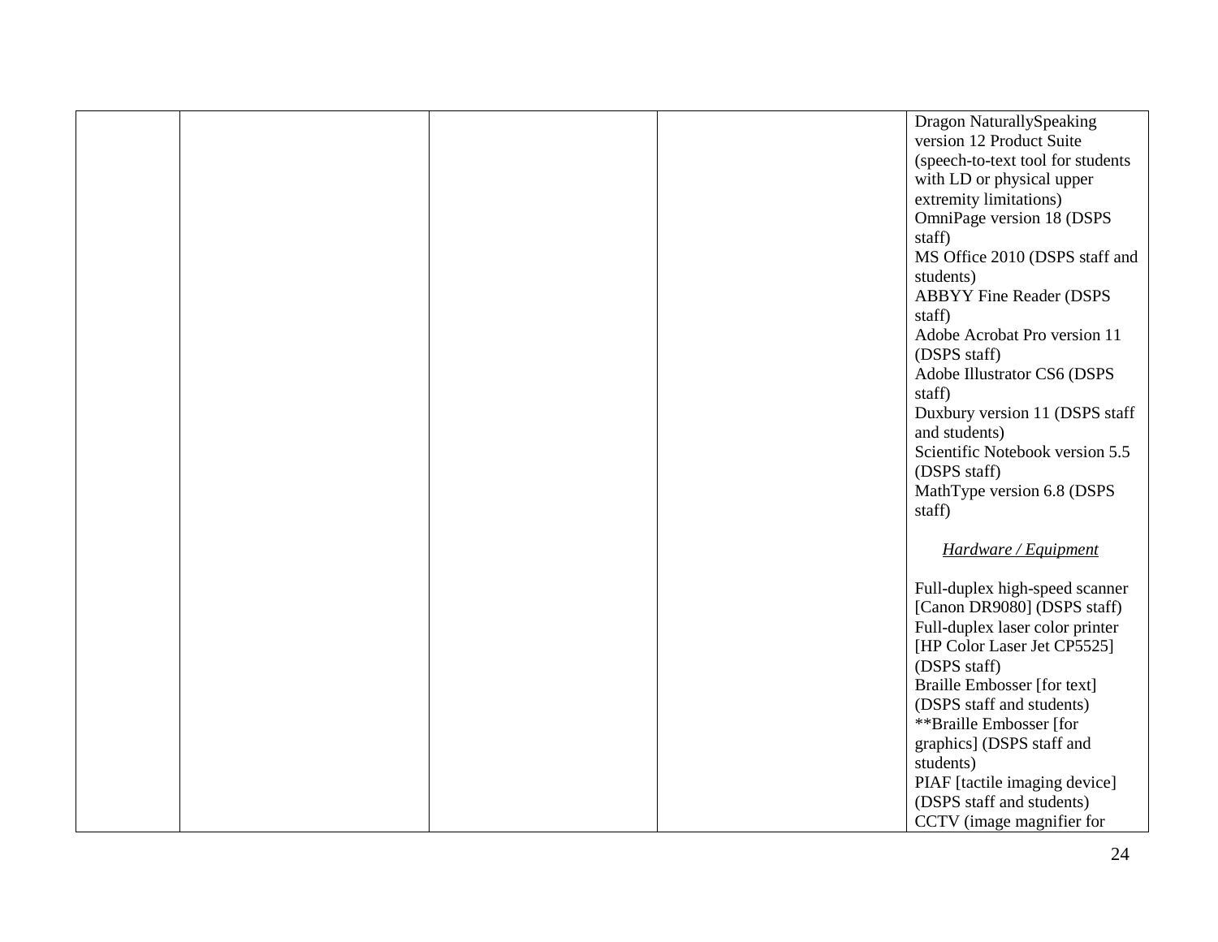|  |  |  |  | Dragon NaturallySpeaking version 12 Product Suite (speech-to-text tool for students with LD or physical upper extremity limitations)<br>OmniPage version 18 (DSPS staff)<br>MS Office 2010 (DSPS staff and students)<br>ABBYY Fine Reader (DSPS staff)<br>Adobe Acrobat Pro version 11 (DSPS staff)<br>Adobe Illustrator CS6 (DSPS staff)<br>Duxbury version 11 (DSPS staff and students)<br>Scientific Notebook version 5.5 (DSPS staff)<br>MathType version 6.8 (DSPS staff)<br><br>*Hardware / Equipment*<br><br>Full-duplex high-speed scanner [Canon DR9080] (DSPS staff)<br>Full-duplex laser color printer [HP Color Laser Jet CP5525] (DSPS staff)<br>Braille Embosser [for text] (DSPS staff and students)<br>**Braille Embosser [for graphics] (DSPS staff and students)<br>PIAF [tactile imaging device] (DSPS staff and students)<br>CCTV (image magnifier for |
|---|---|---|---|---|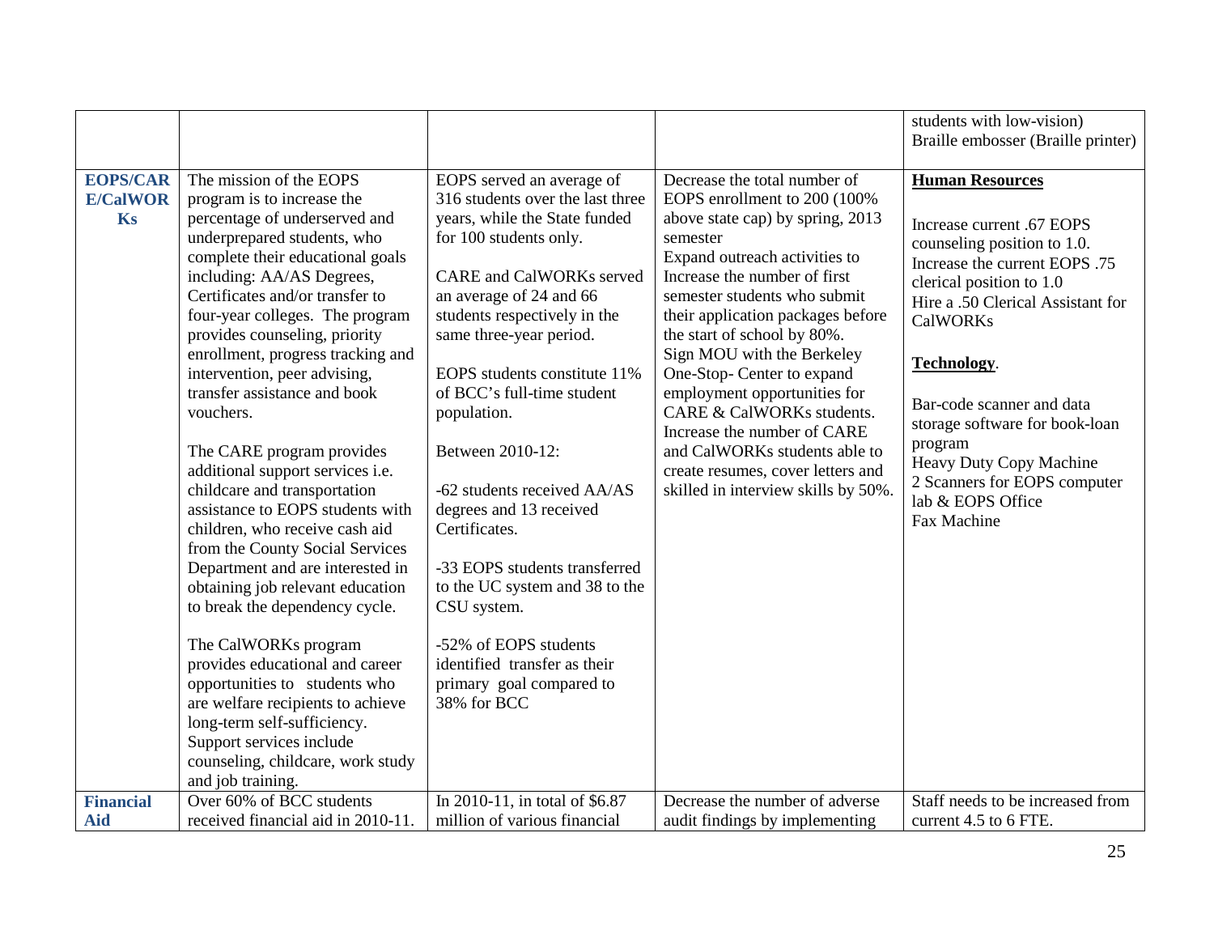| | | | | |
|---|---|---|---|---|
| | | | | students with low-vision)<br>Braille embosser (Braille printer) |
| **EOPS/CARE/CalWORKs** | The mission of the EOPS program is to increase the percentage of underserved and underprepared students, who complete their educational goals including: AA/AS Degrees, Certificates and/or transfer to four-year colleges. The program provides counseling, priority enrollment, progress tracking and intervention, peer advising, transfer assistance and book vouchers.<br><br>The CARE program provides additional support services i.e. childcare and transportation assistance to EOPS students with children, who receive cash aid from the County Social Services Department and are interested in obtaining job relevant education to break the dependency cycle.<br><br>The CalWORKs program provides educational and career opportunities to students who are welfare recipients to achieve long-term self-sufficiency. Support services include counseling, childcare, work study and job training. | EOPS served an average of 316 students over the last three years, while the State funded for 100 students only.<br><br>CARE and CalWORKs served an average of 24 and 66 students respectively in the same three-year period.<br><br>EOPS students constitute 11% of BCC's full-time student population.<br><br>Between 2010-12:<br><br>-62 students received AA/AS degrees and 13 received Certificates.<br><br>-33 EOPS students transferred to the UC system and 38 to the CSU system.<br><br>-52% of EOPS students identified transfer as their primary goal compared to 38% for BCC | Decrease the total number of EOPS enrollment to 200 (100% above state cap) by spring, 2013 semester<br>Expand outreach activities to Increase the number of first semester students who submit their application packages before the start of school by 80%.<br>Sign MOU with the Berkeley One-Stop- Center to expand employment opportunities for CARE & CalWORKs students.<br>Increase the number of CARE and CalWORKs students able to create resumes, cover letters and skilled in interview skills by 50%. | **Human Resources**<br><br>Increase current .67 EOPS counseling position to 1.0.<br>Increase the current EOPS .75 clerical position to 1.0<br>Hire a .50 Clerical Assistant for CalWORKs<br><br>**Technology**.<br><br>Bar-code scanner and data storage software for book-loan program<br>Heavy Duty Copy Machine<br>2 Scanners for EOPS computer lab & EOPS Office<br>Fax Machine |
| **Financial Aid** | Over 60% of BCC students received financial aid in 2010-11. | In 2010-11, in total of $6.87 million of various financial | Decrease the number of adverse audit findings by implementing | Staff needs to be increased from current 4.5 to 6 FTE. |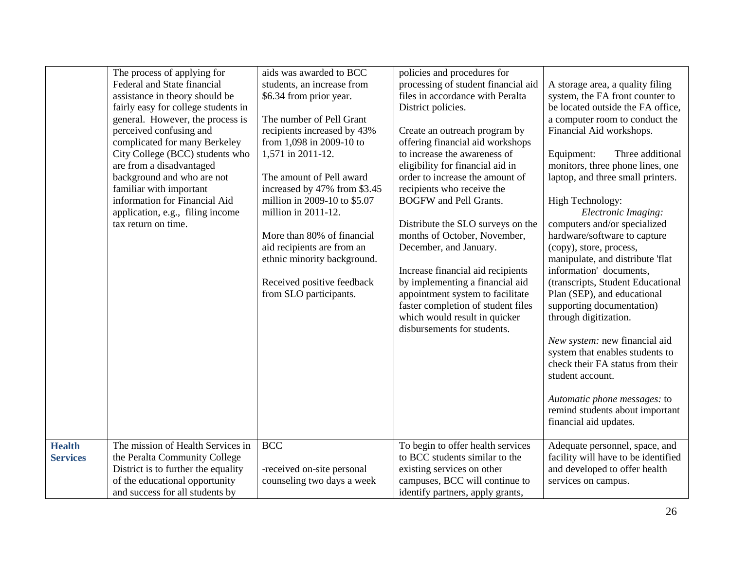|  |  |  |  |  |
|---|---|---|---|---|
|  | The process of applying for Federal and State financial assistance in theory should be fairly easy for college students in general. However, the process is perceived confusing and complicated for many Berkeley City College (BCC) students who are from a disadvantaged background and who are not familiar with important information for Financial Aid application, e.g., filing income tax return on time. | aids was awarded to BCC students, an increase from $6.34 from prior year.<br><br>The number of Pell Grant recipients increased by 43% from 1,098 in 2009-10 to 1,571 in 2011-12.<br><br>The amount of Pell award increased by 47% from $3.45 million in 2009-10 to $5.07 million in 2011-12.<br><br>More than 80% of financial aid recipients are from an ethnic minority background.<br><br>Received positive feedback from SLO participants. | policies and procedures for processing of student financial aid files in accordance with Peralta District policies.<br><br>Create an outreach program by offering financial aid workshops to increase the awareness of eligibility for financial aid in order to increase the amount of recipients who receive the BOGFW and Pell Grants.<br><br>Distribute the SLO surveys on the months of October, November, December, and January.<br><br>Increase financial aid recipients by implementing a financial aid appointment system to facilitate faster completion of student files which would result in quicker disbursements for students. | A storage area, a quality filing system, the FA front counter to be located outside the FA office, a computer room to conduct the Financial Aid workshops.<br><br>Equipment: Three additional monitors, three phone lines, one laptop, and three small printers.<br><br>High Technology:<br>*Electronic Imaging:* computers and/or specialized hardware/software to capture (copy), store, process, manipulate, and distribute 'flat information' documents, (transcripts, Student Educational Plan (SEP), and educational supporting documentation) through digitization.<br><br>*New system:* new financial aid system that enables students to check their FA status from their student account.<br><br>*Automatic phone messages:* to remind students about important financial aid updates. |
| **Health Services** | The mission of Health Services in the Peralta Community College District is to further the equality of the educational opportunity and success for all students by | BCC<br><br>-received on-site personal counseling two days a week | To begin to offer health services to BCC students similar to the existing services on other campuses, BCC will continue to identify partners, apply grants, | Adequate personnel, space, and facility will have to be identified and developed to offer health services on campus. |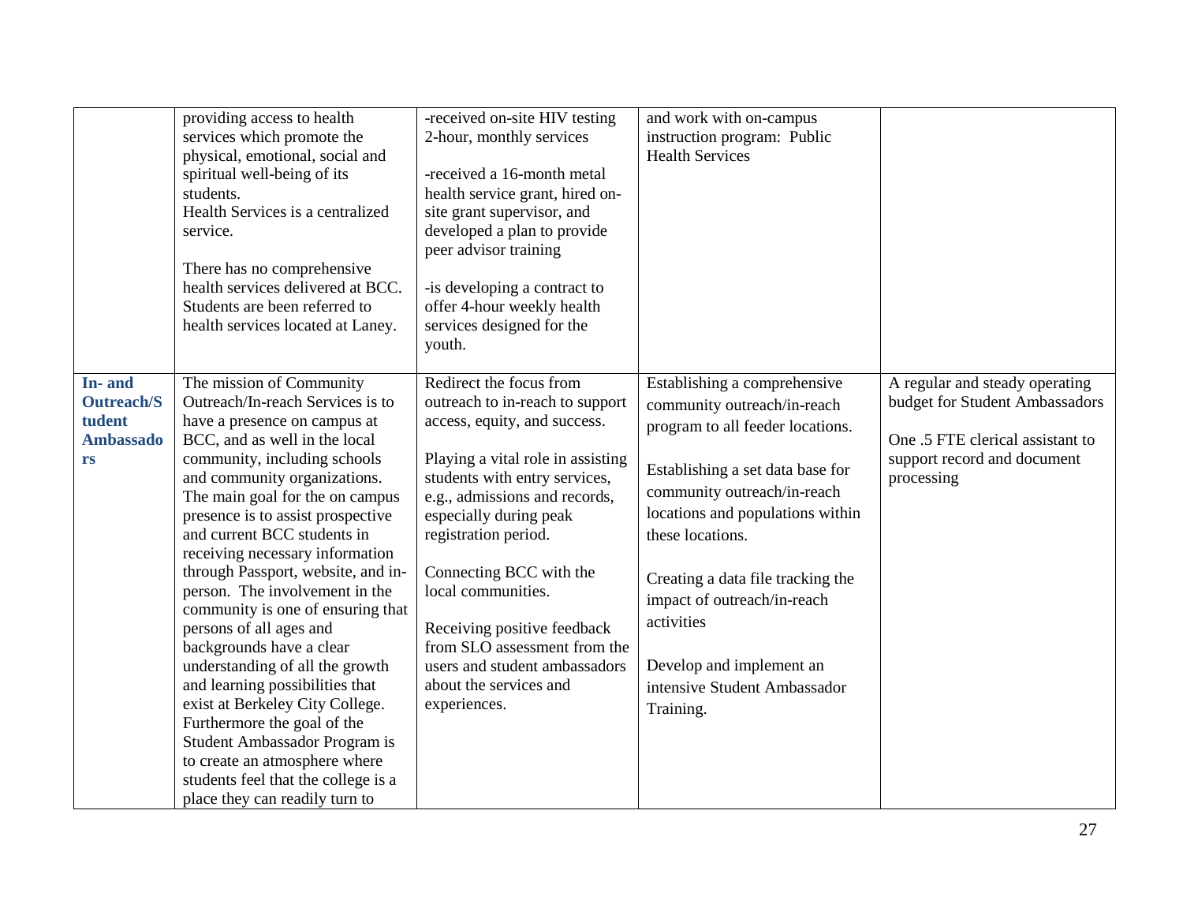| | | | | |
|---|---|---|---|---|
| | providing access to health services which promote the physical, emotional, social and spiritual well-being of its students.<br>Health Services is a centralized service.<br><br>There has no comprehensive health services delivered at BCC. Students are been referred to health services located at Laney. | -received on-site HIV testing 2-hour, monthly services<br><br>-received a 16-month metal health service grant, hired on-site grant supervisor, and developed a plan to provide peer advisor training<br><br>-is developing a contract to offer 4-hour weekly health services designed for the youth. | and work with on-campus instruction program: Public Health Services | |
| **In- and Outreach/Student Ambassadors** | The mission of Community Outreach/In-reach Services is to have a presence on campus at BCC, and as well in the local community, including schools and community organizations. The main goal for the on campus presence is to assist prospective and current BCC students in receiving necessary information through Passport, website, and in-person. The involvement in the community is one of ensuring that persons of all ages and backgrounds have a clear understanding of all the growth and learning possibilities that exist at Berkeley City College. Furthermore the goal of the Student Ambassador Program is to create an atmosphere where students feel that the college is a place they can readily turn to | Redirect the focus from outreach to in-reach to support access, equity, and success.<br><br>Playing a vital role in assisting students with entry services, e.g., admissions and records, especially during peak registration period.<br><br>Connecting BCC with the local communities.<br><br>Receiving positive feedback from SLO assessment from the users and student ambassadors about the services and experiences. | Establishing a comprehensive community outreach/in-reach program to all feeder locations.<br><br>Establishing a set data base for community outreach/in-reach locations and populations within these locations.<br><br>Creating a data file tracking the impact of outreach/in-reach activities<br><br>Develop and implement an intensive Student Ambassador Training. | A regular and steady operating budget for Student Ambassadors<br><br>One .5 FTE clerical assistant to support record and document processing |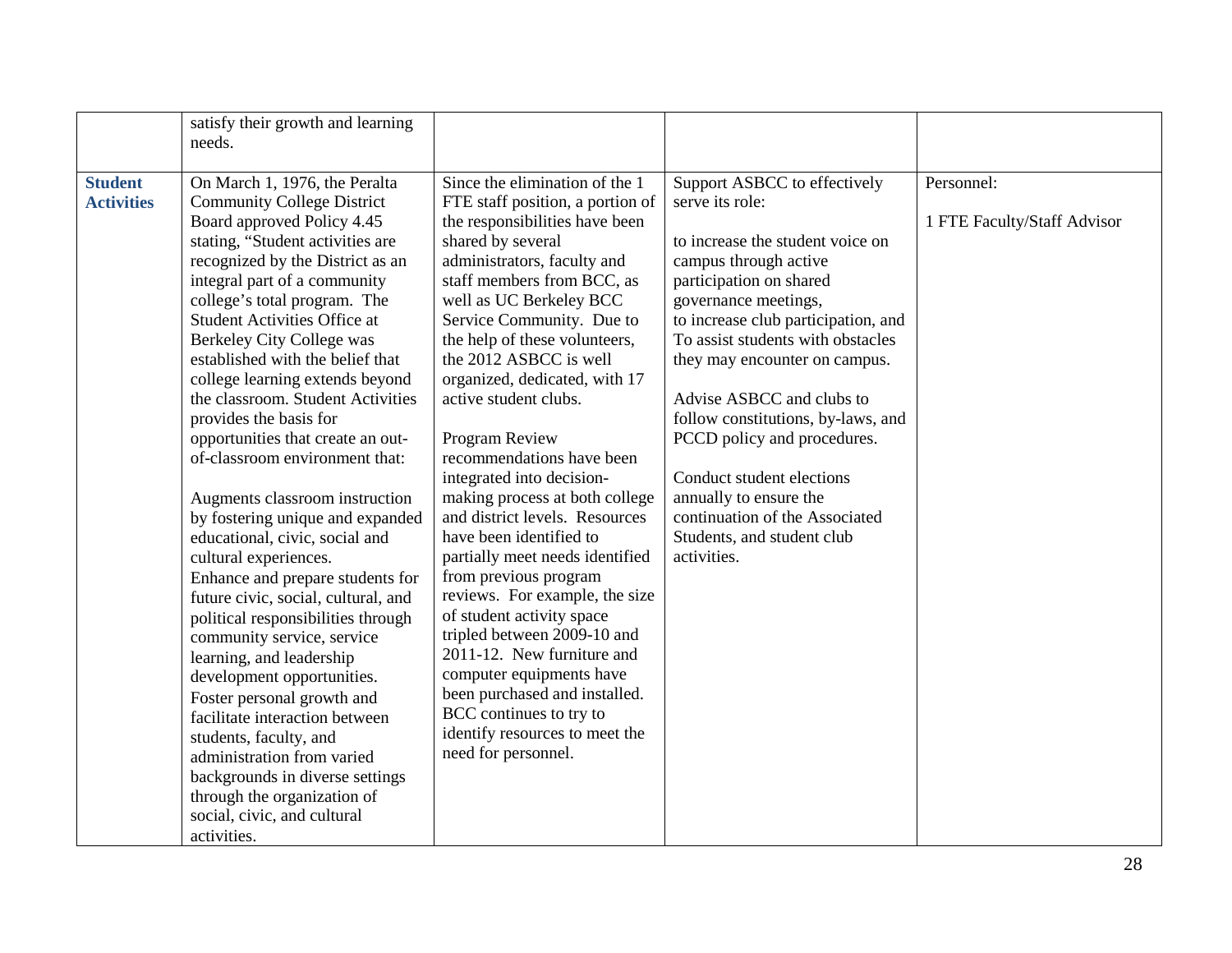| | | | | |
|---|---|---|---|---|
| | satisfy their growth and learning needs. | | | |
| **Student Activities** | On March 1, 1976, the Peralta Community College District Board approved Policy 4.45 stating, "Student activities are recognized by the District as an integral part of a community college's total program. The Student Activities Office at Berkeley City College was established with the belief that college learning extends beyond the classroom. Student Activities provides the basis for opportunities that create an out-of-classroom environment that:<br><br>Augments classroom instruction by fostering unique and expanded educational, civic, social and cultural experiences.<br>Enhance and prepare students for future civic, social, cultural, and political responsibilities through community service, service learning, and leadership development opportunities.<br>Foster personal growth and facilitate interaction between students, faculty, and administration from varied backgrounds in diverse settings through the organization of social, civic, and cultural activities. | Since the elimination of the 1 FTE staff position, a portion of the responsibilities have been shared by several administrators, faculty and staff members from BCC, as well as UC Berkeley BCC Service Community. Due to the help of these volunteers, the 2012 ASBCC is well organized, dedicated, with 17 active student clubs.<br><br>Program Review recommendations have been integrated into decision-making process at both college and district levels. Resources have been identified to partially meet needs identified from previous program reviews. For example, the size of student activity space tripled between 2009-10 and 2011-12. New furniture and computer equipments have been purchased and installed. BCC continues to try to identify resources to meet the need for personnel. | Support ASBCC to effectively serve its role:<br><br>to increase the student voice on campus through active participation on shared governance meetings,<br>to increase club participation, and<br>To assist students with obstacles they may encounter on campus.<br><br>Advise ASBCC and clubs to follow constitutions, by-laws, and PCCD policy and procedures.<br><br>Conduct student elections annually to ensure the continuation of the Associated Students, and student club activities. | Personnel:<br><br>1 FTE Faculty/Staff Advisor |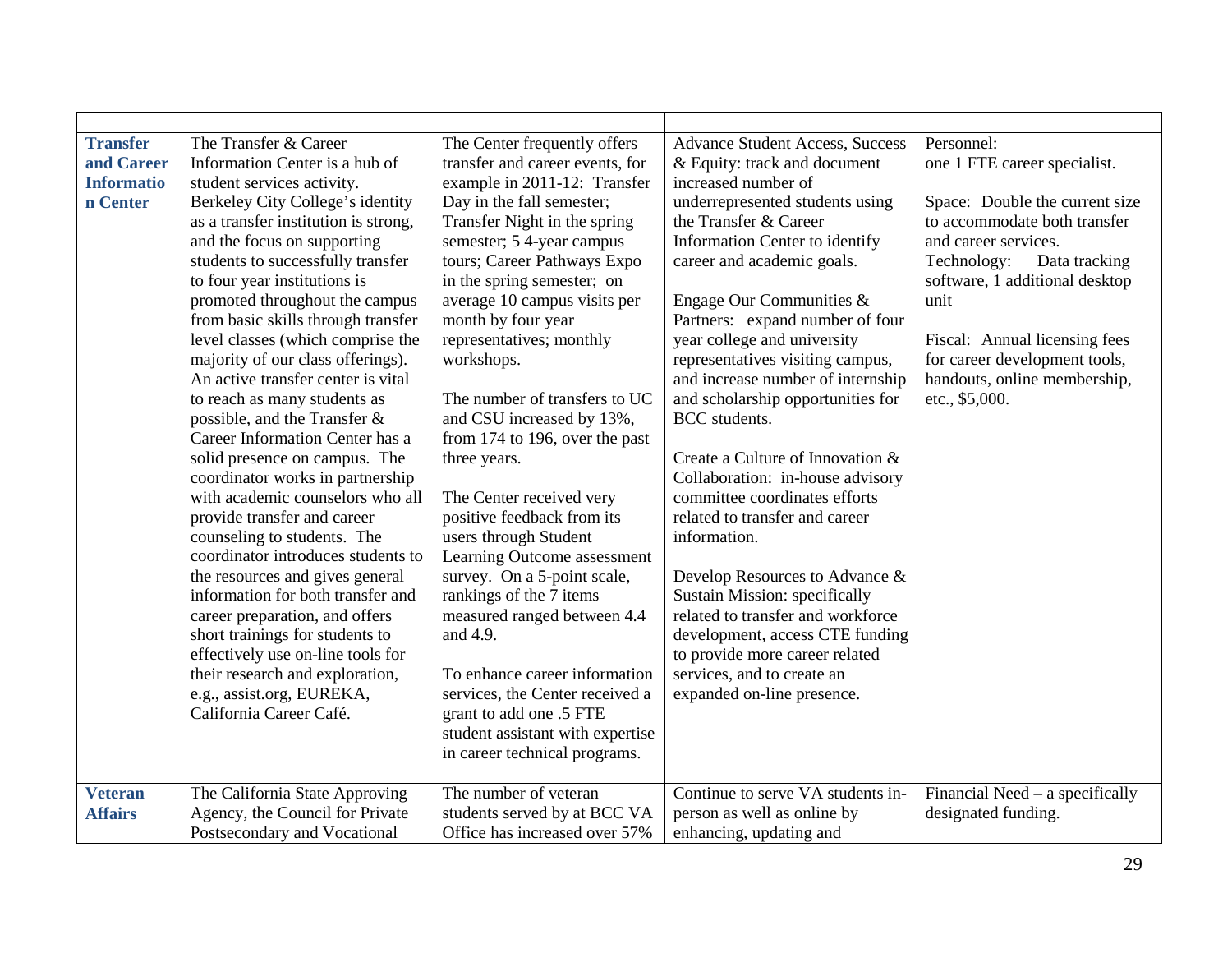| | | | | |
|---|---|---|---|---|
| **Transfer and Career Information Center** | The Transfer & Career Information Center is a hub of student services activity. Berkeley City College's identity as a transfer institution is strong, and the focus on supporting students to successfully transfer to four year institutions is promoted throughout the campus from basic skills through transfer level classes (which comprise the majority of our class offerings). An active transfer center is vital to reach as many students as possible, and the Transfer & Career Information Center has a solid presence on campus. The coordinator works in partnership with academic counselors who all provide transfer and career counseling to students. The coordinator introduces students to the resources and gives general information for both transfer and career preparation, and offers short trainings for students to effectively use on-line tools for their research and exploration, e.g., assist.org, EUREKA, California Career Café. | The Center frequently offers transfer and career events, for example in 2011-12: Transfer Day in the fall semester; Transfer Night in the spring semester; 5 4-year campus tours; Career Pathways Expo in the spring semester; on average 10 campus visits per month by four year representatives; monthly workshops.<br><br>The number of transfers to UC and CSU increased by 13%, from 174 to 196, over the past three years.<br><br>The Center received very positive feedback from its users through Student Learning Outcome assessment survey. On a 5-point scale, rankings of the 7 items measured ranged between 4.4 and 4.9.<br><br>To enhance career information services, the Center received a grant to add one .5 FTE student assistant with expertise in career technical programs. | Advance Student Access, Success & Equity: track and document increased number of underrepresented students using the Transfer & Career Information Center to identify career and academic goals.<br><br>Engage Our Communities & Partners: expand number of four year college and university representatives visiting campus, and increase number of internship and scholarship opportunities for BCC students.<br><br>Create a Culture of Innovation & Collaboration: in-house advisory committee coordinates efforts related to transfer and career information.<br><br>Develop Resources to Advance & Sustain Mission: specifically related to transfer and workforce development, access CTE funding to provide more career related services, and to create an expanded on-line presence. | Personnel:<br>one 1 FTE career specialist.<br><br>Space: Double the current size to accommodate both transfer and career services.<br>Technology: Data tracking software, 1 additional desktop unit<br><br>Fiscal: Annual licensing fees for career development tools, handouts, online membership, etc., $5,000. |
| **Veteran Affairs** | The California State Approving Agency, the Council for Private Postsecondary and Vocational | The number of veteran students served by at BCC VA Office has increased over 57% | Continue to serve VA students in-person as well as online by enhancing, updating and | Financial Need – a specifically designated funding. |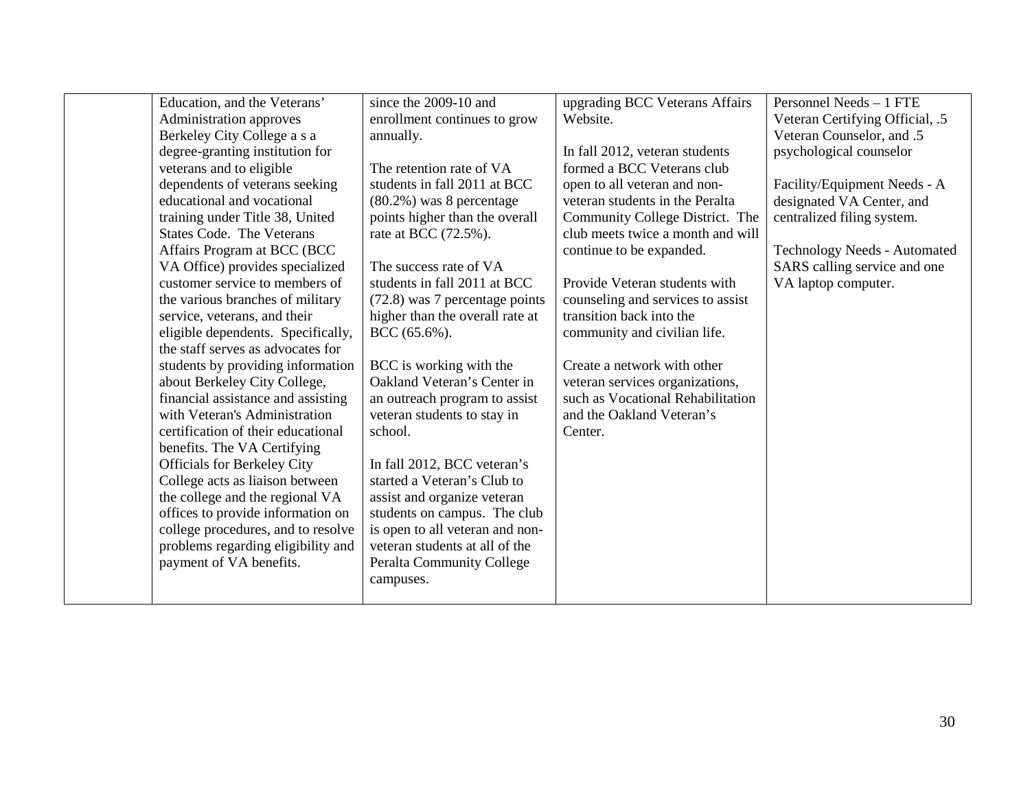| | | | | |
|---|---|---|---|---|
| | Education, and the Veterans' Administration approves Berkeley City College a s a degree-granting institution for veterans and to eligible dependents of veterans seeking educational and vocational training under Title 38, United States Code. The Veterans Affairs Program at BCC (BCC VA Office) provides specialized customer service to members of the various branches of military service, veterans, and their eligible dependents. Specifically, the staff serves as advocates for students by providing information about Berkeley City College, financial assistance and assisting with Veteran's Administration certification of their educational benefits. The VA Certifying Officials for Berkeley City College acts as liaison between the college and the regional VA offices to provide information on college procedures, and to resolve problems regarding eligibility and payment of VA benefits. | since the 2009-10 and enrollment continues to grow annually.<br><br>The retention rate of VA students in fall 2011 at BCC (80.2%) was 8 percentage points higher than the overall rate at BCC (72.5%).<br><br>The success rate of VA students in fall 2011 at BCC (72.8) was 7 percentage points higher than the overall rate at BCC (65.6%).<br><br>BCC is working with the Oakland Veteran's Center in an outreach program to assist veteran students to stay in school.<br><br>In fall 2012, BCC veteran's started a Veteran's Club to assist and organize veteran students on campus. The club is open to all veteran and non-veteran students at all of the Peralta Community College campuses. | upgrading BCC Veterans Affairs Website.<br><br>In fall 2012, veteran students formed a BCC Veterans club open to all veteran and non-veteran students in the Peralta Community College District. The club meets twice a month and will continue to be expanded.<br><br>Provide Veteran students with counseling and services to assist transition back into the community and civilian life.<br><br>Create a network with other veteran services organizations, such as Vocational Rehabilitation and the Oakland Veteran's Center. | Personnel Needs – 1 FTE Veteran Certifying Official, .5 Veteran Counselor, and .5 psychological counselor<br><br>Facility/Equipment Needs - A designated VA Center, and centralized filing system.<br><br>Technology Needs - Automated SARS calling service and one VA laptop computer. |